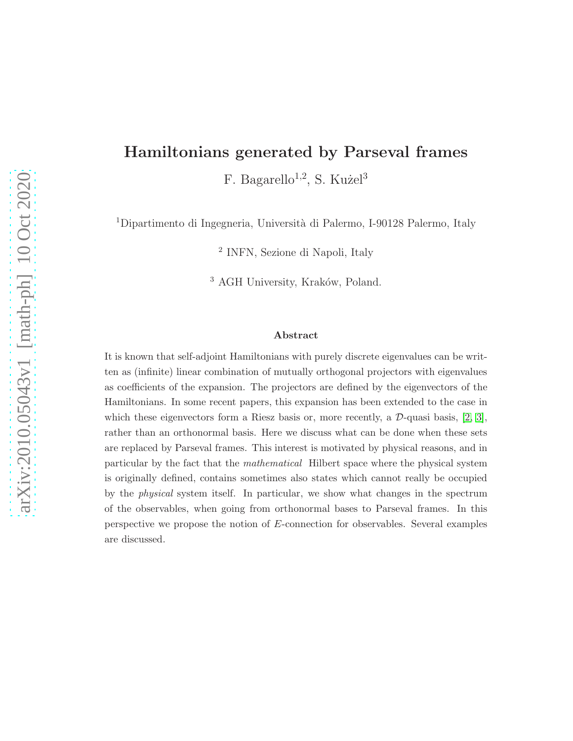# Hamiltonians generated by Parseval frames

F. Bagarello[1,2], S. Kużel[3]

[1]Dipartimento di Ingegneria, Università di Palermo, I-90128 Palermo, Italy

[2] INFN, Sezione di Napoli, Italy

[3] AGH University, Kraków, Poland.

## Abstract

It is known that self-adjoint Hamiltonians with purely discrete eigenvalues can be written as (infinite) linear combination of mutually orthogonal projectors with eigenvalues as coefficients of the expansion. The projectors are defined by the eigenvectors of the Hamiltonians. In some recent papers, this expansion has been extended to the case in which these eigenvectors form a Riesz basis or, more recently, a $\mathcal{D}$-quasi basis, [2, 3], rather than an orthonormal basis. Here we discuss what can be done when these sets are replaced by Parseval frames. This interest is motivated by physical reasons, and in particular by the fact that the *mathematical* Hilbert space where the physical system is originally defined, contains sometimes also states which cannot really be occupied by the *physical* system itself. In particular, we show what changes in the spectrum of the observables, when going from orthonormal bases to Parseval frames. In this perspective we propose the notion of $E$-connection for observables. Several examples are discussed.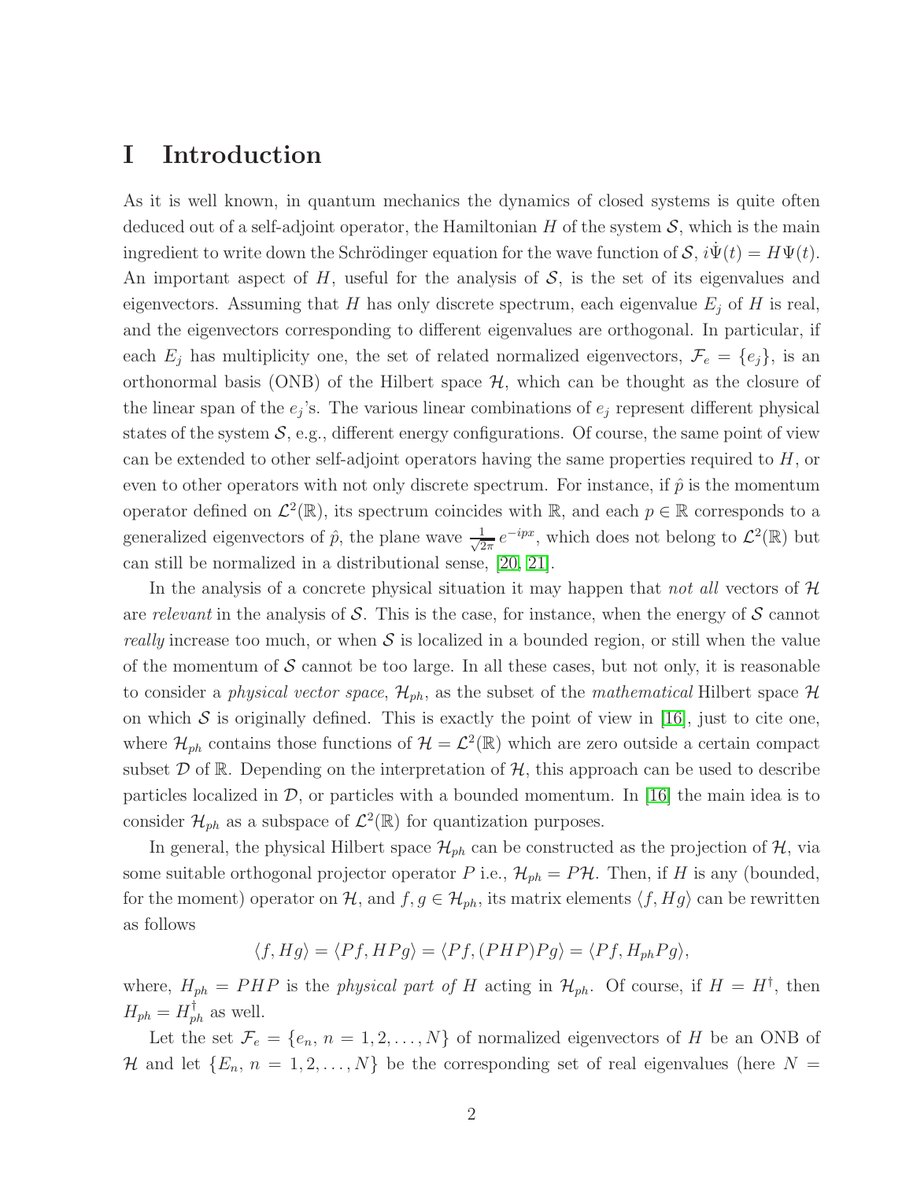# I Introduction

As it is well known, in quantum mechanics the dynamics of closed systems is quite often deduced out of a self-adjoint operator, the Hamiltonian $H$ of the system $\mathcal{S}$, which is the main ingredient to write down the Schrödinger equation for the wave function of $\mathcal{S}$, $i\dot{\Psi}(t) = H\Psi(t)$. An important aspect of $H$, useful for the analysis of $\mathcal{S}$, is the set of its eigenvalues and eigenvectors. Assuming that $H$ has only discrete spectrum, each eigenvalue $E_j$ of $H$ is real, and the eigenvectors corresponding to different eigenvalues are orthogonal. In particular, if each $E_j$ has multiplicity one, the set of related normalized eigenvectors, $\mathcal{F}_e = \{e_j\}$, is an orthonormal basis (ONB) of the Hilbert space $\mathcal{H}$, which can be thought as the closure of the linear span of the $e_j$'s. The various linear combinations of $e_j$ represent different physical states of the system $\mathcal{S}$, e.g., different energy configurations. Of course, the same point of view can be extended to other self-adjoint operators having the same properties required to $H$, or even to other operators with not only discrete spectrum. For instance, if $\hat{p}$ is the momentum operator defined on $\mathcal{L}^2(\mathbb{R})$, its spectrum coincides with $\mathbb{R}$, and each $p \in \mathbb{R}$ corresponds to a generalized eigenvectors of $\hat{p}$, the plane wave $\frac{1}{\sqrt{2\pi}}e^{-ipx}$, which does not belong to $\mathcal{L}^2(\mathbb{R})$ but can still be normalized in a distributional sense, [20, 21].

In the analysis of a concrete physical situation it may happen that *not all* vectors of $\mathcal{H}$ are *relevant* in the analysis of $\mathcal{S}$. This is the case, for instance, when the energy of $\mathcal{S}$ cannot *really* increase too much, or when $\mathcal{S}$ is localized in a bounded region, or still when the value of the momentum of $\mathcal{S}$ cannot be too large. In all these cases, but not only, it is reasonable to consider a *physical vector space*, $\mathcal{H}_{ph}$, as the subset of the *mathematical* Hilbert space $\mathcal{H}$ on which $\mathcal{S}$ is originally defined. This is exactly the point of view in [16], just to cite one, where $\mathcal{H}_{ph}$ contains those functions of $\mathcal{H} = \mathcal{L}^2(\mathbb{R})$ which are zero outside a certain compact subset $\mathcal{D}$ of $\mathbb{R}$. Depending on the interpretation of $\mathcal{H}$, this approach can be used to describe particles localized in $\mathcal{D}$, or particles with a bounded momentum. In [16] the main idea is to consider $\mathcal{H}_{ph}$ as a subspace of $\mathcal{L}^2(\mathbb{R})$ for quantization purposes.

In general, the physical Hilbert space $\mathcal{H}_{ph}$ can be constructed as the projection of $\mathcal{H}$, via some suitable orthogonal projector operator $P$ i.e., $\mathcal{H}_{ph} = P\mathcal{H}$. Then, if $H$ is any (bounded, for the moment) operator on $\mathcal{H}$, and $f, g \in \mathcal{H}_{ph}$, its matrix elements $\langle f, Hg\rangle$ can be rewritten as follows

$$\langle f, Hg\rangle = \langle Pf, HPg\rangle = \langle Pf, (PHP)Pg\rangle = \langle Pf, H_{ph}Pg\rangle,$$

where, $H_{ph} = PHP$ is the *physical part of* $H$ acting in $\mathcal{H}_{ph}$. Of course, if $H = H^\dagger$, then $H_{ph} = H_{ph}^\dagger$ as well.

Let the set $\mathcal{F}_e = \{e_n,\, n = 1, 2, \ldots, N\}$ of normalized eigenvectors of $H$ be an ONB of $\mathcal{H}$ and let $\{E_n,\, n = 1, 2, \ldots, N\}$ be the corresponding set of real eigenvalues (here $N =$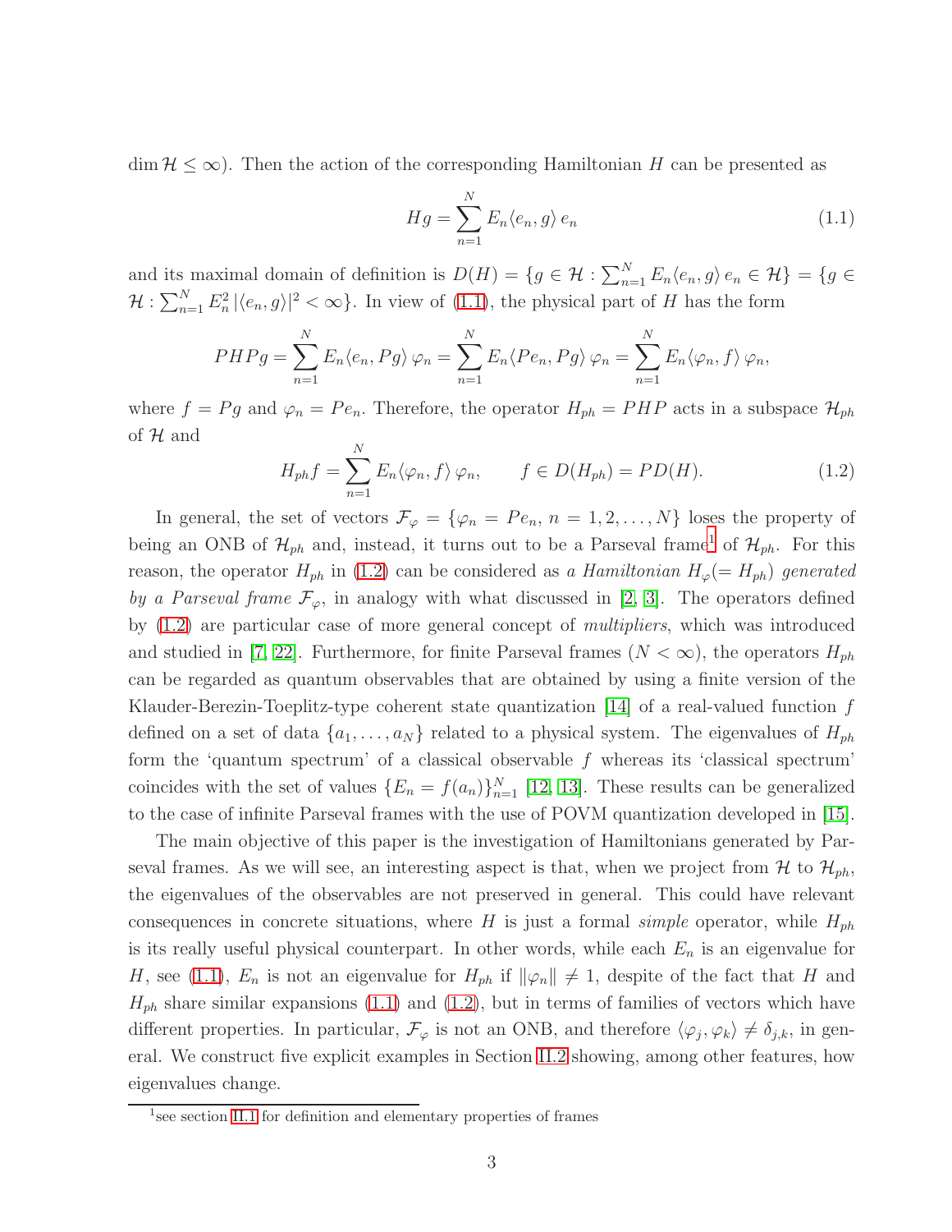$\dim \mathcal{H} \leq \infty$). Then the action of the corresponding Hamiltonian $H$ can be presented as

$$Hg = \sum_{n=1}^{N} E_n \langle e_n, g\rangle \, e_n \tag{1.1}$$

and its maximal domain of definition is $D(H) = \{g \in \mathcal{H} : \sum_{n=1}^{N} E_n \langle e_n, g\rangle \, e_n \in \mathcal{H}\} = \{g \in \mathcal{H} : \sum_{n=1}^{N} E_n^2 \, |\langle e_n, g\rangle|^2 < \infty\}$. In view of (1.1), the physical part of $H$ has the form

$$PHPg = \sum_{n=1}^{N} E_n \langle e_n, Pg\rangle \, \varphi_n = \sum_{n=1}^{N} E_n \langle Pe_n, Pg\rangle \, \varphi_n = \sum_{n=1}^{N} E_n \langle \varphi_n, f\rangle \, \varphi_n,$$

where $f = Pg$ and $\varphi_n = Pe_n$. Therefore, the operator $H_{ph} = PHP$ acts in a subspace $\mathcal{H}_{ph}$ of $\mathcal{H}$ and

$$H_{ph} f = \sum_{n=1}^{N} E_n \langle \varphi_n, f\rangle \, \varphi_n, \qquad f \in D(H_{ph}) = PD(H). \tag{1.2}$$

In general, the set of vectors $\mathcal{F}_\varphi = \{\varphi_n = Pe_n, \ n = 1, 2, \ldots, N\}$ loses the property of being an ONB of $\mathcal{H}_{ph}$ and, instead, it turns out to be a Parseval frame[1] of $\mathcal{H}_{ph}$. For this reason, the operator $H_{ph}$ in (1.2) can be considered as *a Hamiltonian* $H_\varphi (= H_{ph})$ *generated by a Parseval frame* $\mathcal{F}_\varphi$, in analogy with what discussed in [2, 3]. The operators defined by (1.2) are particular case of more general concept of *multipliers*, which was introduced and studied in [7, 22]. Furthermore, for finite Parseval frames ($N < \infty$), the operators $H_{ph}$ can be regarded as quantum observables that are obtained by using a finite version of the Klauder-Berezin-Toeplitz-type coherent state quantization [14] of a real-valued function $f$ defined on a set of data $\{a_1, \ldots, a_N\}$ related to a physical system. The eigenvalues of $H_{ph}$ form the 'quantum spectrum' of a classical observable $f$ whereas its 'classical spectrum' coincides with the set of values $\{E_n = f(a_n)\}_{n=1}^{N}$ [12, 13]. These results can be generalized to the case of infinite Parseval frames with the use of POVM quantization developed in [15].

The main objective of this paper is the investigation of Hamiltonians generated by Parseval frames. As we will see, an interesting aspect is that, when we project from $\mathcal{H}$ to $\mathcal{H}_{ph}$, the eigenvalues of the observables are not preserved in general. This could have relevant consequences in concrete situations, where $H$ is just a formal *simple* operator, while $H_{ph}$ is its really useful physical counterpart. In other words, while each $E_n$ is an eigenvalue for $H$, see (1.1), $E_n$ is not an eigenvalue for $H_{ph}$ if $\|\varphi_n\| \neq 1$, despite of the fact that $H$ and $H_{ph}$ share similar expansions (1.1) and (1.2), but in terms of families of vectors which have different properties. In particular, $\mathcal{F}_\varphi$ is not an ONB, and therefore $\langle \varphi_j, \varphi_k\rangle \neq \delta_{j,k}$, in general. We construct five explicit examples in Section II.2 showing, among other features, how eigenvalues change.

[1] see section II.1 for definition and elementary properties of frames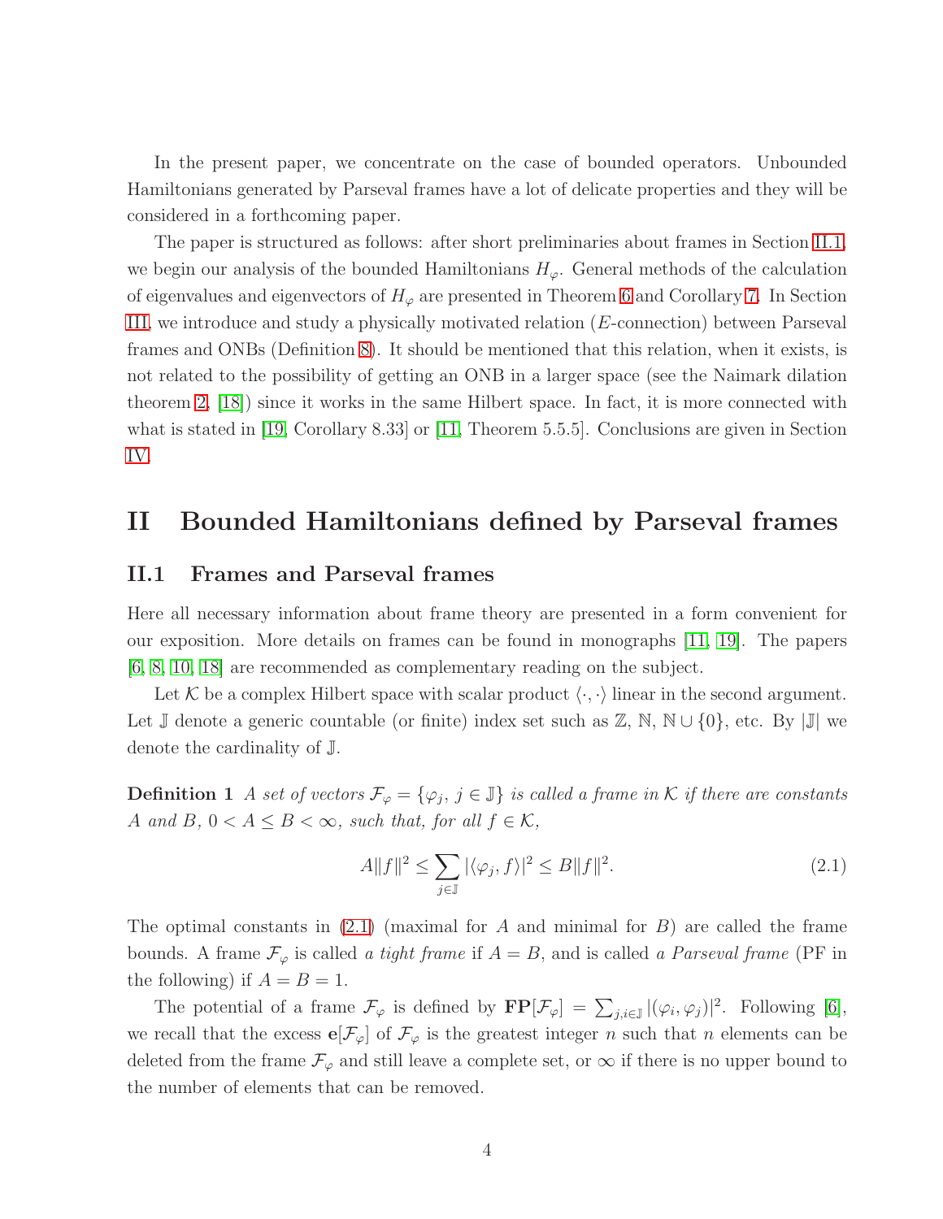In the present paper, we concentrate on the case of bounded operators. Unbounded Hamiltonians generated by Parseval frames have a lot of delicate properties and they will be considered in a forthcoming paper.

The paper is structured as follows: after short preliminaries about frames in Section II.1, we begin our analysis of the bounded Hamiltonians $H_\varphi$. General methods of the calculation of eigenvalues and eigenvectors of $H_\varphi$ are presented in Theorem 6 and Corollary 7. In Section III, we introduce and study a physically motivated relation ($E$-connection) between Parseval frames and ONBs (Definition 8). It should be mentioned that this relation, when it exists, is not related to the possibility of getting an ONB in a larger space (see the Naimark dilation theorem 2, [18]) since it works in the same Hilbert space. In fact, it is more connected with what is stated in [19, Corollary 8.33] or [11, Theorem 5.5.5]. Conclusions are given in Section IV.

# II Bounded Hamiltonians defined by Parseval frames

## II.1 Frames and Parseval frames

Here all necessary information about frame theory are presented in a form convenient for our exposition. More details on frames can be found in monographs [11, 19]. The papers [6, 8, 10, 18] are recommended as complementary reading on the subject.

Let $\mathcal{K}$ be a complex Hilbert space with scalar product $\langle \cdot, \cdot \rangle$ linear in the second argument. Let $\mathbb{J}$ denote a generic countable (or finite) index set such as $\mathbb{Z}$, $\mathbb{N}$, $\mathbb{N} \cup \{0\}$, etc. By $|\mathbb{J}|$ we denote the cardinality of $\mathbb{J}$.

**Definition 1** *A set of vectors $\mathcal{F}_\varphi = \{\varphi_j,\ j \in \mathbb{J}\}$ is called a frame in $\mathcal{K}$ if there are constants $A$ and $B$, $0 < A \leq B < \infty$, such that, for all $f \in \mathcal{K}$,*

$$A\|f\|^2 \leq \sum_{j \in \mathbb{J}} |\langle \varphi_j, f \rangle|^2 \leq B\|f\|^2. \tag{2.1}$$

The optimal constants in (2.1) (maximal for $A$ and minimal for $B$) are called the frame bounds. A frame $\mathcal{F}_\varphi$ is called *a tight frame* if $A = B$, and is called *a Parseval frame* (PF in the following) if $A = B = 1$.

The potential of a frame $\mathcal{F}_\varphi$ is defined by $\mathbf{FP}[\mathcal{F}_\varphi] = \sum_{j,i \in \mathbb{J}} |(\varphi_i, \varphi_j)|^2$. Following [6], we recall that the excess $\mathbf{e}[\mathcal{F}_\varphi]$ of $\mathcal{F}_\varphi$ is the greatest integer $n$ such that $n$ elements can be deleted from the frame $\mathcal{F}_\varphi$ and still leave a complete set, or $\infty$ if there is no upper bound to the number of elements that can be removed.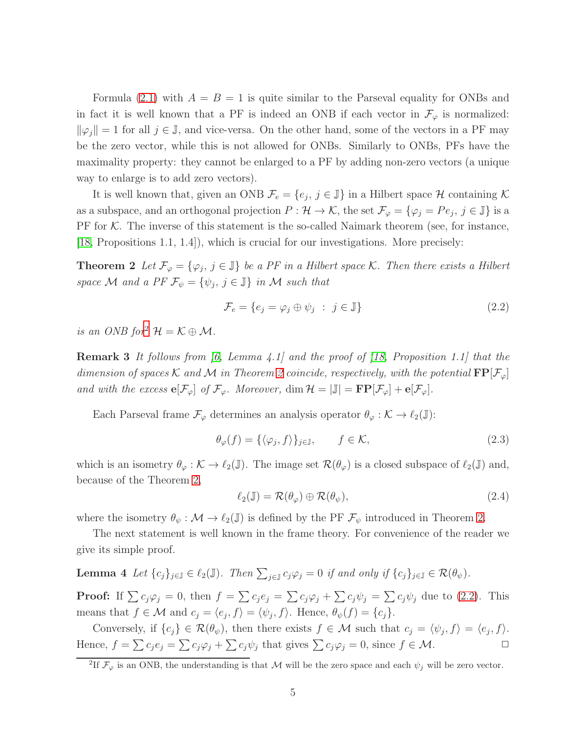Formula (2.1) with $A = B = 1$ is quite similar to the Parseval equality for ONBs and in fact it is well known that a PF is indeed an ONB if each vector in $\mathcal{F}_\varphi$ is normalized: $\|\varphi_j\| = 1$ for all $j \in \mathbb{J}$, and vice-versa. On the other hand, some of the vectors in a PF may be the zero vector, while this is not allowed for ONBs. Similarly to ONBs, PFs have the maximality property: they cannot be enlarged to a PF by adding non-zero vectors (a unique way to enlarge is to add zero vectors).

It is well known that, given an ONB $\mathcal{F}_e = \{e_j,\, j \in \mathbb{J}\}$ in a Hilbert space $\mathcal{H}$ containing $\mathcal{K}$ as a subspace, and an orthogonal projection $P : \mathcal{H} \to \mathcal{K}$, the set $\mathcal{F}_\varphi = \{\varphi_j = Pe_j,\, j \in \mathbb{J}\}$ is a PF for $\mathcal{K}$. The inverse of this statement is the so-called Naimark theorem (see, for instance, [18, Propositions 1.1, 1.4]), which is crucial for our investigations. More precisely:

**Theorem 2** *Let $\mathcal{F}_\varphi = \{\varphi_j,\, j \in \mathbb{J}\}$ be a PF in a Hilbert space $\mathcal{K}$. Then there exists a Hilbert space $\mathcal{M}$ and a PF $\mathcal{F}_\psi = \{\psi_j,\, j \in \mathbb{J}\}$ in $\mathcal{M}$ such that*

$$\mathcal{F}_e = \{e_j = \varphi_j \oplus \psi_j \ : \ j \in \mathbb{J}\} \tag{2.2}$$

*is an ONB for*[2] $\mathcal{H} = \mathcal{K} \oplus \mathcal{M}$.

**Remark 3** *It follows from [6, Lemma 4.1] and the proof of [18, Proposition 1.1] that the dimension of spaces $\mathcal{K}$ and $\mathcal{M}$ in Theorem 2 coincide, respectively, with the potential $\mathbf{FP}[\mathcal{F}_\varphi]$ and with the excess $\mathbf{e}[\mathcal{F}_\varphi]$ of $\mathcal{F}_\varphi$. Moreover, $\dim \mathcal{H} = |\mathbb{J}| = \mathbf{FP}[\mathcal{F}_\varphi] + \mathbf{e}[\mathcal{F}_\varphi]$.*

Each Parseval frame $\mathcal{F}_\varphi$ determines an analysis operator $\theta_\varphi : \mathcal{K} \to \ell_2(\mathbb{J})$:

$$\theta_\varphi(f) = \{\langle \varphi_j, f\rangle\}_{j\in\mathbb{J}}, \qquad f \in \mathcal{K}, \tag{2.3}$$

which is an isometry $\theta_\varphi : \mathcal{K} \to \ell_2(\mathbb{J})$. The image set $\mathcal{R}(\theta_\varphi)$ is a closed subspace of $\ell_2(\mathbb{J})$ and, because of the Theorem 2,

$$\ell_2(\mathbb{J}) = \mathcal{R}(\theta_\varphi) \oplus \mathcal{R}(\theta_\psi), \tag{2.4}$$

where the isometry $\theta_\psi : \mathcal{M} \to \ell_2(\mathbb{J})$ is defined by the PF $\mathcal{F}_\psi$ introduced in Theorem 2.

The next statement is well known in the frame theory. For convenience of the reader we give its simple proof.

**Lemma 4** *Let $\{c_j\}_{j\in\mathbb{J}} \in \ell_2(\mathbb{J})$. Then $\sum_{j\in\mathbb{J}} c_j\varphi_j = 0$ if and only if $\{c_j\}_{j\in\mathbb{J}} \in \mathcal{R}(\theta_\psi)$.*

**Proof:** If $\sum c_j\varphi_j = 0$, then $f = \sum c_j e_j = \sum c_j\varphi_j + \sum c_j\psi_j = \sum c_j\psi_j$ due to (2.2). This means that $f \in \mathcal{M}$ and $c_j = \langle e_j, f\rangle = \langle \psi_j, f\rangle$. Hence, $\theta_\psi(f) = \{c_j\}$.

Conversely, if $\{c_j\} \in \mathcal{R}(\theta_\psi)$, then there exists $f \in \mathcal{M}$ such that $c_j = \langle \psi_j, f\rangle = \langle e_j, f\rangle$. Hence, $f = \sum c_j e_j = \sum c_j\varphi_j + \sum c_j\psi_j$ that gives $\sum c_j\varphi_j = 0$, since $f \in \mathcal{M}$. □

[2] If $\mathcal{F}_\varphi$ is an ONB, the understanding is that $\mathcal{M}$ will be the zero space and each $\psi_j$ will be zero vector.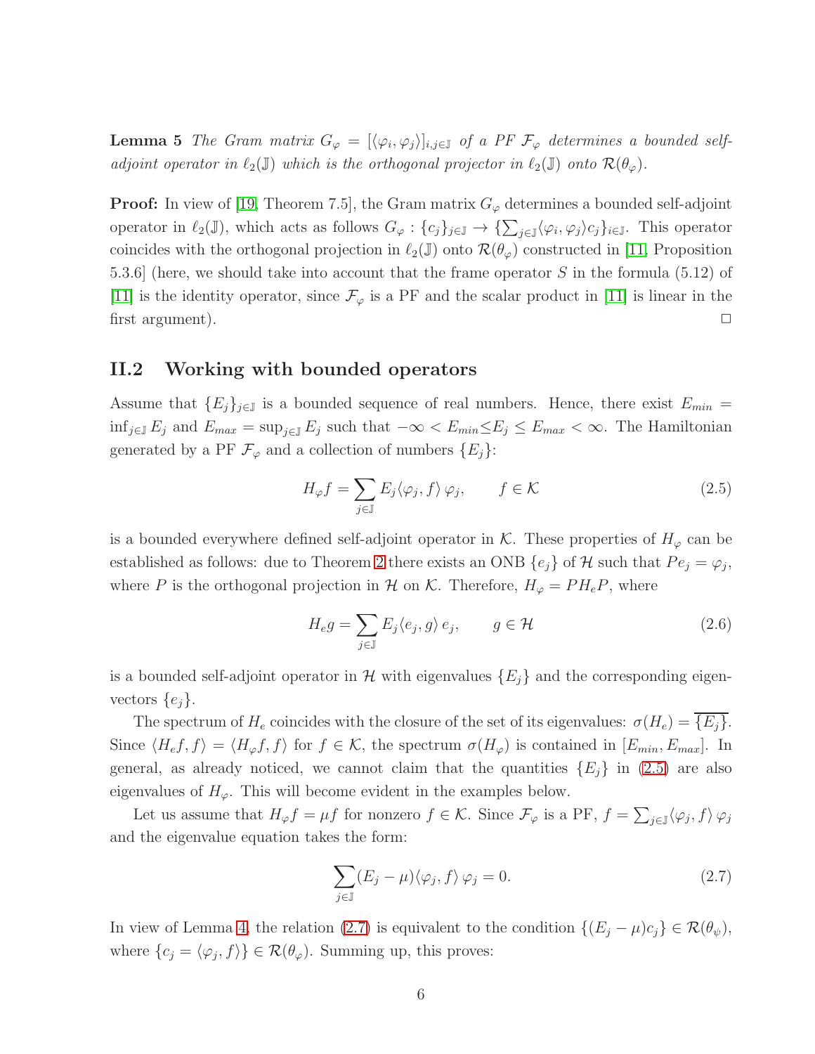**Lemma 5** *The Gram matrix $G_\varphi = [\langle \varphi_i, \varphi_j \rangle]_{i,j\in\mathbb{J}}$ of a PF $\mathcal{F}_\varphi$ determines a bounded self-adjoint operator in $\ell_2(\mathbb{J})$ which is the orthogonal projector in $\ell_2(\mathbb{J})$ onto $\mathcal{R}(\theta_\varphi)$.*

**Proof:** In view of [19, Theorem 7.5], the Gram matrix $G_\varphi$ determines a bounded self-adjoint operator in $\ell_2(\mathbb{J})$, which acts as follows $G_\varphi : \{c_j\}_{j\in\mathbb{J}} \to \{\sum_{j\in\mathbb{J}}\langle \varphi_i, \varphi_j\rangle c_j\}_{i\in\mathbb{J}}$. This operator coincides with the orthogonal projection in $\ell_2(\mathbb{J})$ onto $\mathcal{R}(\theta_\varphi)$ constructed in [11, Proposition 5.3.6] (here, we should take into account that the frame operator $S$ in the formula (5.12) of [11] is the identity operator, since $\mathcal{F}_\varphi$ is a PF and the scalar product in [11] is linear in the first argument). $\square$

## II.2 Working with bounded operators

Assume that $\{E_j\}_{j\in\mathbb{J}}$ is a bounded sequence of real numbers. Hence, there exist $E_{min} = \inf_{j\in\mathbb{J}} E_j$ and $E_{max} = \sup_{j\in\mathbb{J}} E_j$ such that $-\infty < E_{min} \leq E_j \leq E_{max} < \infty$. The Hamiltonian generated by a PF $\mathcal{F}_\varphi$ and a collection of numbers $\{E_j\}$:

$$H_\varphi f = \sum_{j\in\mathbb{J}} E_j \langle \varphi_j, f\rangle \, \varphi_j, \qquad f \in \mathcal{K} \tag{2.5}$$

is a bounded everywhere defined self-adjoint operator in $\mathcal{K}$. These properties of $H_\varphi$ can be established as follows: due to Theorem 2 there exists an ONB $\{e_j\}$ of $\mathcal{H}$ such that $Pe_j = \varphi_j$, where $P$ is the orthogonal projection in $\mathcal{H}$ on $\mathcal{K}$. Therefore, $H_\varphi = PH_eP$, where

$$H_e g = \sum_{j\in\mathbb{J}} E_j \langle e_j, g\rangle \, e_j, \qquad g \in \mathcal{H} \tag{2.6}$$

is a bounded self-adjoint operator in $\mathcal{H}$ with eigenvalues $\{E_j\}$ and the corresponding eigenvectors $\{e_j\}$.

The spectrum of $H_e$ coincides with the closure of the set of its eigenvalues: $\sigma(H_e) = \overline{\{E_j\}}$. Since $\langle H_e f, f\rangle = \langle H_\varphi f, f\rangle$ for $f \in \mathcal{K}$, the spectrum $\sigma(H_\varphi)$ is contained in $[E_{min}, E_{max}]$. In general, as already noticed, we cannot claim that the quantities $\{E_j\}$ in (2.5) are also eigenvalues of $H_\varphi$. This will become evident in the examples below.

Let us assume that $H_\varphi f = \mu f$ for nonzero $f \in \mathcal{K}$. Since $\mathcal{F}_\varphi$ is a PF, $f = \sum_{j\in\mathbb{J}}\langle \varphi_j, f\rangle \, \varphi_j$ and the eigenvalue equation takes the form:

$$\sum_{j\in\mathbb{J}} (E_j - \mu)\langle \varphi_j, f\rangle \, \varphi_j = 0. \tag{2.7}$$

In view of Lemma 4, the relation (2.7) is equivalent to the condition $\{(E_j - \mu)c_j\} \in \mathcal{R}(\theta_\psi)$, where $\{c_j = \langle \varphi_j, f\rangle\} \in \mathcal{R}(\theta_\varphi)$. Summing up, this proves: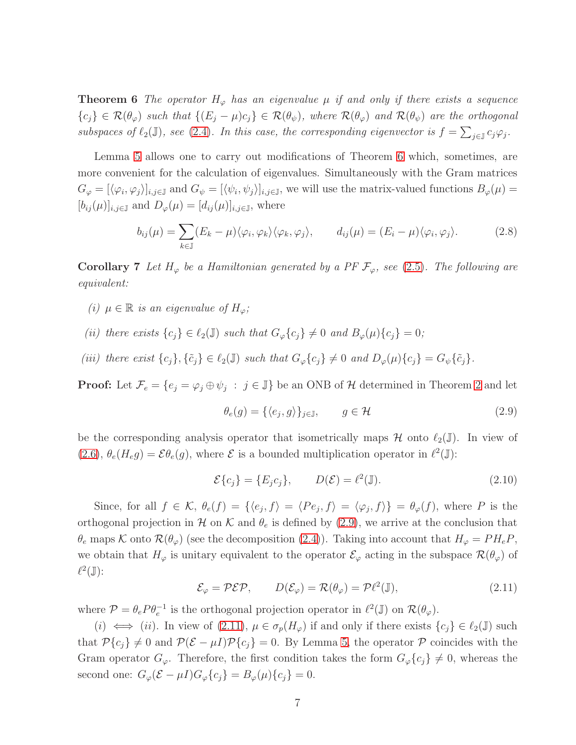**Theorem 6** *The operator $H_\varphi$ has an eigenvalue $\mu$ if and only if there exists a sequence $\{c_j\} \in \mathcal{R}(\theta_\varphi)$ such that $\{(E_j - \mu)c_j\} \in \mathcal{R}(\theta_\psi)$, where $\mathcal{R}(\theta_\varphi)$ and $\mathcal{R}(\theta_\psi)$ are the orthogonal subspaces of $\ell_2(\mathbb{J})$, see (2.4). In this case, the corresponding eigenvector is $f = \sum_{j\in\mathbb{J}} c_j \varphi_j$.*

Lemma 5 allows one to carry out modifications of Theorem 6 which, sometimes, are more convenient for the calculation of eigenvalues. Simultaneously with the Gram matrices $G_\varphi = [\langle\varphi_i, \varphi_j\rangle]_{i,j\in\mathbb{J}}$ and $G_\psi = [\langle\psi_i, \psi_j\rangle]_{i,j\in\mathbb{J}}$, we will use the matrix-valued functions $B_\varphi(\mu) = [b_{ij}(\mu)]_{i,j\in\mathbb{J}}$ and $D_\varphi(\mu) = [d_{ij}(\mu)]_{i,j\in\mathbb{J}}$, where

$$b_{ij}(\mu) = \sum_{k\in\mathbb{J}} (E_k - \mu)\langle\varphi_i, \varphi_k\rangle\langle\varphi_k, \varphi_j\rangle, \qquad d_{ij}(\mu) = (E_i - \mu)\langle\varphi_i, \varphi_j\rangle. \tag{2.8}$$

**Corollary 7** *Let $H_\varphi$ be a Hamiltonian generated by a PF $\mathcal{F}_\varphi$, see (2.5). The following are equivalent:*

*(i) $\mu \in \mathbb{R}$ is an eigenvalue of $H_\varphi$;*

*(ii) there exists $\{c_j\} \in \ell_2(\mathbb{J})$ such that $G_\varphi\{c_j\} \neq 0$ and $B_\varphi(\mu)\{c_j\} = 0$;*

*(iii) there exist $\{c_j\}, \{\tilde{c}_j\} \in \ell_2(\mathbb{J})$ such that $G_\varphi\{c_j\} \neq 0$ and $D_\varphi(\mu)\{c_j\} = G_\psi\{\tilde{c}_j\}$.*

**Proof:** Let $\mathcal{F}_e = \{e_j = \varphi_j \oplus \psi_j \ : \ j \in \mathbb{J}\}$ be an ONB of $\mathcal{H}$ determined in Theorem 2 and let

$$\theta_e(g) = \{\langle e_j, g\rangle\}_{j\in\mathbb{J}}, \qquad g \in \mathcal{H} \tag{2.9}$$

be the corresponding analysis operator that isometrically maps $\mathcal{H}$ onto $\ell_2(\mathbb{J})$. In view of (2.6), $\theta_e(H_e g) = \mathcal{E}\theta_e(g)$, where $\mathcal{E}$ is a bounded multiplication operator in $\ell^2(\mathbb{J})$:

$$\mathcal{E}\{c_j\} = \{E_j c_j\}, \qquad D(\mathcal{E}) = \ell^2(\mathbb{J}). \tag{2.10}$$

Since, for all $f \in \mathcal{K}$, $\theta_e(f) = \{\langle e_j, f\rangle = \langle Pe_j, f\rangle = \langle\varphi_j, f\rangle\} = \theta_\varphi(f)$, where $P$ is the orthogonal projection in $\mathcal{H}$ on $\mathcal{K}$ and $\theta_e$ is defined by (2.9), we arrive at the conclusion that $\theta_e$ maps $\mathcal{K}$ onto $\mathcal{R}(\theta_\varphi)$ (see the decomposition (2.4)). Taking into account that $H_\varphi = PH_eP$, we obtain that $H_\varphi$ is unitary equivalent to the operator $\mathcal{E}_\varphi$ acting in the subspace $\mathcal{R}(\theta_\varphi)$ of $\ell^2(\mathbb{J})$:

$$\mathcal{E}_\varphi = \mathcal{P}\mathcal{E}\mathcal{P}, \qquad D(\mathcal{E}_\varphi) = \mathcal{R}(\theta_\varphi) = \mathcal{P}\ell^2(\mathbb{J}), \tag{2.11}$$

where $\mathcal{P} = \theta_e P \theta_e^{-1}$ is the orthogonal projection operator in $\ell^2(\mathbb{J})$ on $\mathcal{R}(\theta_\varphi)$.

*(i)* $\iff$ *(ii)*. In view of (2.11), $\mu \in \sigma_p(H_\varphi)$ if and only if there exists $\{c_j\} \in \ell_2(\mathbb{J})$ such that $\mathcal{P}\{c_j\} \neq 0$ and $\mathcal{P}(\mathcal{E} - \mu I)\mathcal{P}\{c_j\} = 0$. By Lemma 5, the operator $\mathcal{P}$ coincides with the Gram operator $G_\varphi$. Therefore, the first condition takes the form $G_\varphi\{c_j\} \neq 0$, whereas the second one: $G_\varphi(\mathcal{E} - \mu I)G_\varphi\{c_j\} = B_\varphi(\mu)\{c_j\} = 0$.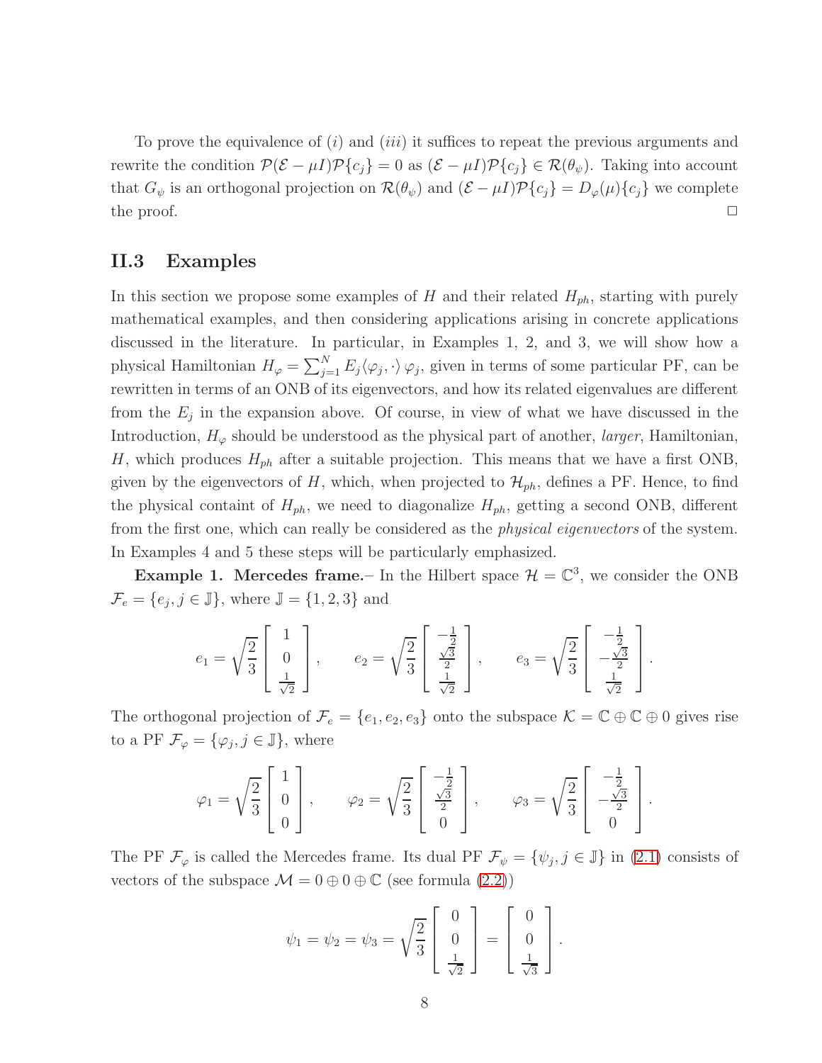To prove the equivalence of $(i)$ and $(iii)$ it suffices to repeat the previous arguments and rewrite the condition $\mathcal{P}(\mathcal{E} - \mu I)\mathcal{P}\{c_j\} = 0$ as $(\mathcal{E} - \mu I)\mathcal{P}\{c_j\} \in \mathcal{R}(\theta_\psi)$. Taking into account that $G_\psi$ is an orthogonal projection on $\mathcal{R}(\theta_\psi)$ and $(\mathcal{E} - \mu I)\mathcal{P}\{c_j\} = D_\varphi(\mu)\{c_j\}$ we complete the proof. □

## II.3 Examples

In this section we propose some examples of $H$ and their related $H_{ph}$, starting with purely mathematical examples, and then considering applications arising in concrete applications discussed in the literature. In particular, in Examples 1, 2, and 3, we will show how a physical Hamiltonian $H_\varphi = \sum_{j=1}^{N} E_j \langle \varphi_j, \cdot \rangle \, \varphi_j$, given in terms of some particular PF, can be rewritten in terms of an ONB of its eigenvectors, and how its related eigenvalues are different from the $E_j$ in the expansion above. Of course, in view of what we have discussed in the Introduction, $H_\varphi$ should be understood as the physical part of another, *larger*, Hamiltonian, $H$, which produces $H_{ph}$ after a suitable projection. This means that we have a first ONB, given by the eigenvectors of $H$, which, when projected to $\mathcal{H}_{ph}$, defines a PF. Hence, to find the physical containt of $H_{ph}$, we need to diagonalize $H_{ph}$, getting a second ONB, different from the first one, which can really be considered as the *physical eigenvectors* of the system. In Examples 4 and 5 these steps will be particularly emphasized.

**Example 1. Mercedes frame.**– In the Hilbert space $\mathcal{H} = \mathbb{C}^3$, we consider the ONB $\mathcal{F}_e = \{e_j, j \in \mathbb{J}\}$, where $\mathbb{J} = \{1, 2, 3\}$ and

$$e_1 = \sqrt{\frac{2}{3}} \begin{bmatrix} 1 \\ 0 \\ \frac{1}{\sqrt{2}} \end{bmatrix}, \qquad e_2 = \sqrt{\frac{2}{3}} \begin{bmatrix} -\frac{1}{2} \\ \frac{\sqrt{3}}{2} \\ \frac{1}{\sqrt{2}} \end{bmatrix}, \qquad e_3 = \sqrt{\frac{2}{3}} \begin{bmatrix} -\frac{1}{2} \\ -\frac{\sqrt{3}}{2} \\ \frac{1}{\sqrt{2}} \end{bmatrix}.$$

The orthogonal projection of $\mathcal{F}_e = \{e_1, e_2, e_3\}$ onto the subspace $\mathcal{K} = \mathbb{C} \oplus \mathbb{C} \oplus 0$ gives rise to a PF $\mathcal{F}_\varphi = \{\varphi_j, j \in \mathbb{J}\}$, where

$$\varphi_1 = \sqrt{\frac{2}{3}} \begin{bmatrix} 1 \\ 0 \\ 0 \end{bmatrix}, \qquad \varphi_2 = \sqrt{\frac{2}{3}} \begin{bmatrix} -\frac{1}{2} \\ \frac{\sqrt{3}}{2} \\ 0 \end{bmatrix}, \qquad \varphi_3 = \sqrt{\frac{2}{3}} \begin{bmatrix} -\frac{1}{2} \\ -\frac{\sqrt{3}}{2} \\ 0 \end{bmatrix}.$$

The PF $\mathcal{F}_\varphi$ is called the Mercedes frame. Its dual PF $\mathcal{F}_\psi = \{\psi_j, j \in \mathbb{J}\}$ in (2.1) consists of vectors of the subspace $\mathcal{M} = 0 \oplus 0 \oplus \mathbb{C}$ (see formula (2.2))

$$\psi_1 = \psi_2 = \psi_3 = \sqrt{\frac{2}{3}} \begin{bmatrix} 0 \\ 0 \\ \frac{1}{\sqrt{2}} \end{bmatrix} = \begin{bmatrix} 0 \\ 0 \\ \frac{1}{\sqrt{3}} \end{bmatrix}.$$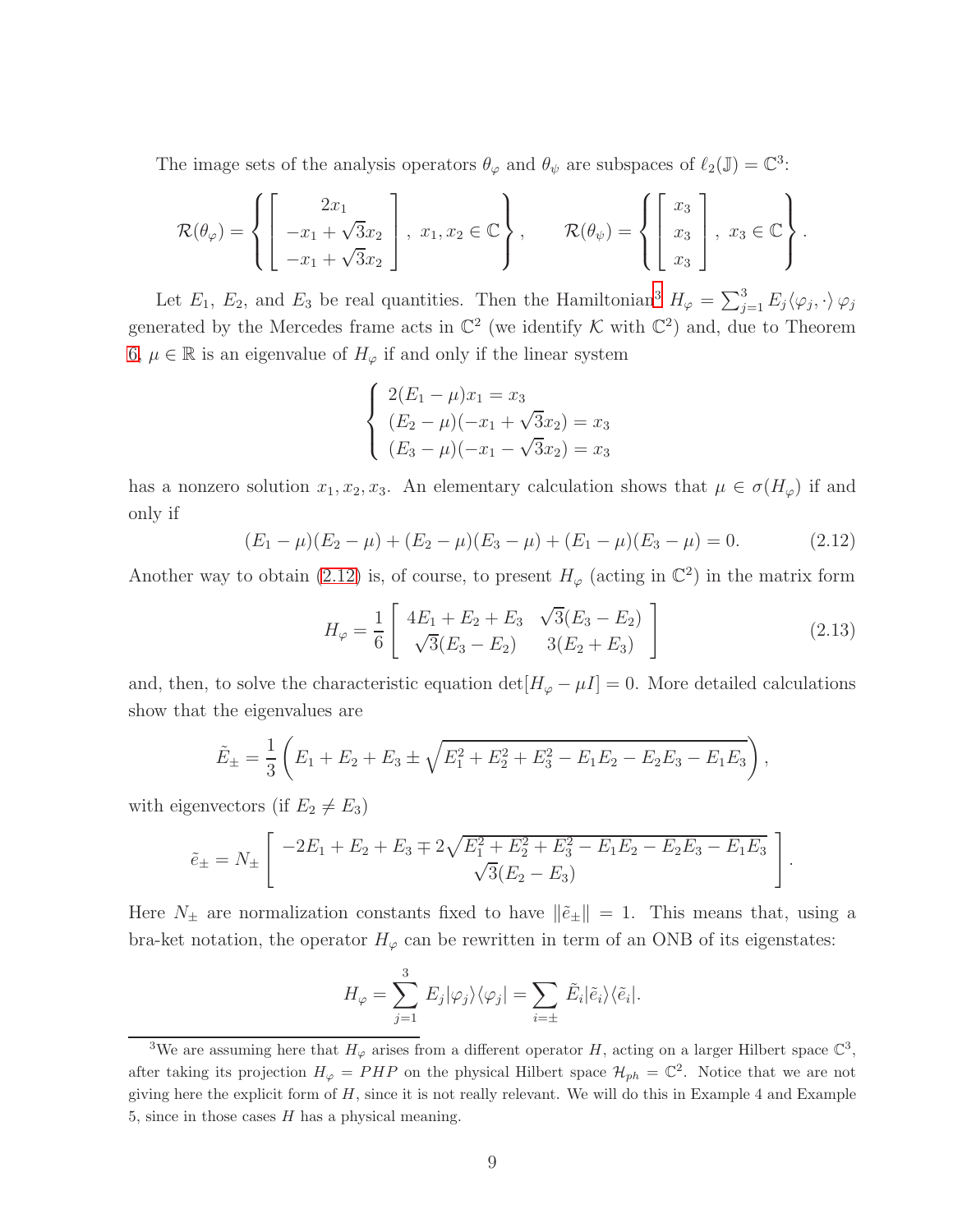The image sets of the analysis operators $\theta_\varphi$ and $\theta_\psi$ are subspaces of $\ell_2(\mathbb{J}) = \mathbb{C}^3$:

$$\mathcal{R}(\theta_\varphi) = \left\{ \begin{bmatrix} 2x_1 \\ -x_1 + \sqrt{3}x_2 \\ -x_1 + \sqrt{3}x_2 \end{bmatrix}, \ x_1, x_2 \in \mathbb{C} \right\}, \qquad \mathcal{R}(\theta_\psi) = \left\{ \begin{bmatrix} x_3 \\ x_3 \\ x_3 \end{bmatrix}, \ x_3 \in \mathbb{C} \right\}.$$

Let $E_1$, $E_2$, and $E_3$ be real quantities. Then the Hamiltonian[3] $H_\varphi = \sum_{j=1}^{3} E_j \langle \varphi_j, \cdot \rangle \, \varphi_j$ generated by the Mercedes frame acts in $\mathbb{C}^2$ (we identify $\mathcal{K}$ with $\mathbb{C}^2$) and, due to Theorem 6, $\mu \in \mathbb{R}$ is an eigenvalue of $H_\varphi$ if and only if the linear system

$$\begin{cases} 2(E_1 - \mu)x_1 = x_3 \\ (E_2 - \mu)(-x_1 + \sqrt{3}x_2) = x_3 \\ (E_3 - \mu)(-x_1 - \sqrt{3}x_2) = x_3 \end{cases}$$

has a nonzero solution $x_1, x_2, x_3$. An elementary calculation shows that $\mu \in \sigma(H_\varphi)$ if and only if

$$(E_1 - \mu)(E_2 - \mu) + (E_2 - \mu)(E_3 - \mu) + (E_1 - \mu)(E_3 - \mu) = 0. \tag{2.12}$$

Another way to obtain (2.12) is, of course, to present $H_\varphi$ (acting in $\mathbb{C}^2$) in the matrix form

$$H_\varphi = \frac{1}{6} \begin{bmatrix} 4E_1 + E_2 + E_3 & \sqrt{3}(E_3 - E_2) \\ \sqrt{3}(E_3 - E_2) & 3(E_2 + E_3) \end{bmatrix} \tag{2.13}$$

and, then, to solve the characteristic equation $\det[H_\varphi - \mu I] = 0$. More detailed calculations show that the eigenvalues are

$$\tilde{E}_\pm = \frac{1}{3} \left( E_1 + E_2 + E_3 \pm \sqrt{E_1^2 + E_2^2 + E_3^2 - E_1E_2 - E_2E_3 - E_1E_3} \right),$$

with eigenvectors (if $E_2 \neq E_3$)

$$\tilde{e}_\pm = N_\pm \begin{bmatrix} -2E_1 + E_2 + E_3 \mp 2\sqrt{E_1^2 + E_2^2 + E_3^2 - E_1E_2 - E_2E_3 - E_1E_3} \\ \sqrt{3}(E_2 - E_3) \end{bmatrix}.$$

Here $N_\pm$ are normalization constants fixed to have $\|\tilde{e}_\pm\| = 1$. This means that, using a bra-ket notation, the operator $H_\varphi$ can be rewritten in term of an ONB of its eigenstates:

$$H_\varphi = \sum_{j=1}^{3} E_j |\varphi_j\rangle\langle\varphi_j| = \sum_{i=\pm} \tilde{E}_i |\tilde{e}_i\rangle\langle\tilde{e}_i|.$$

[3] We are assuming here that $H_\varphi$ arises from a different operator $H$, acting on a larger Hilbert space $\mathbb{C}^3$, after taking its projection $H_\varphi = PHP$ on the physical Hilbert space $\mathcal{H}_{ph} = \mathbb{C}^2$. Notice that we are not giving here the explicit form of $H$, since it is not really relevant. We will do this in Example 4 and Example 5, since in those cases $H$ has a physical meaning.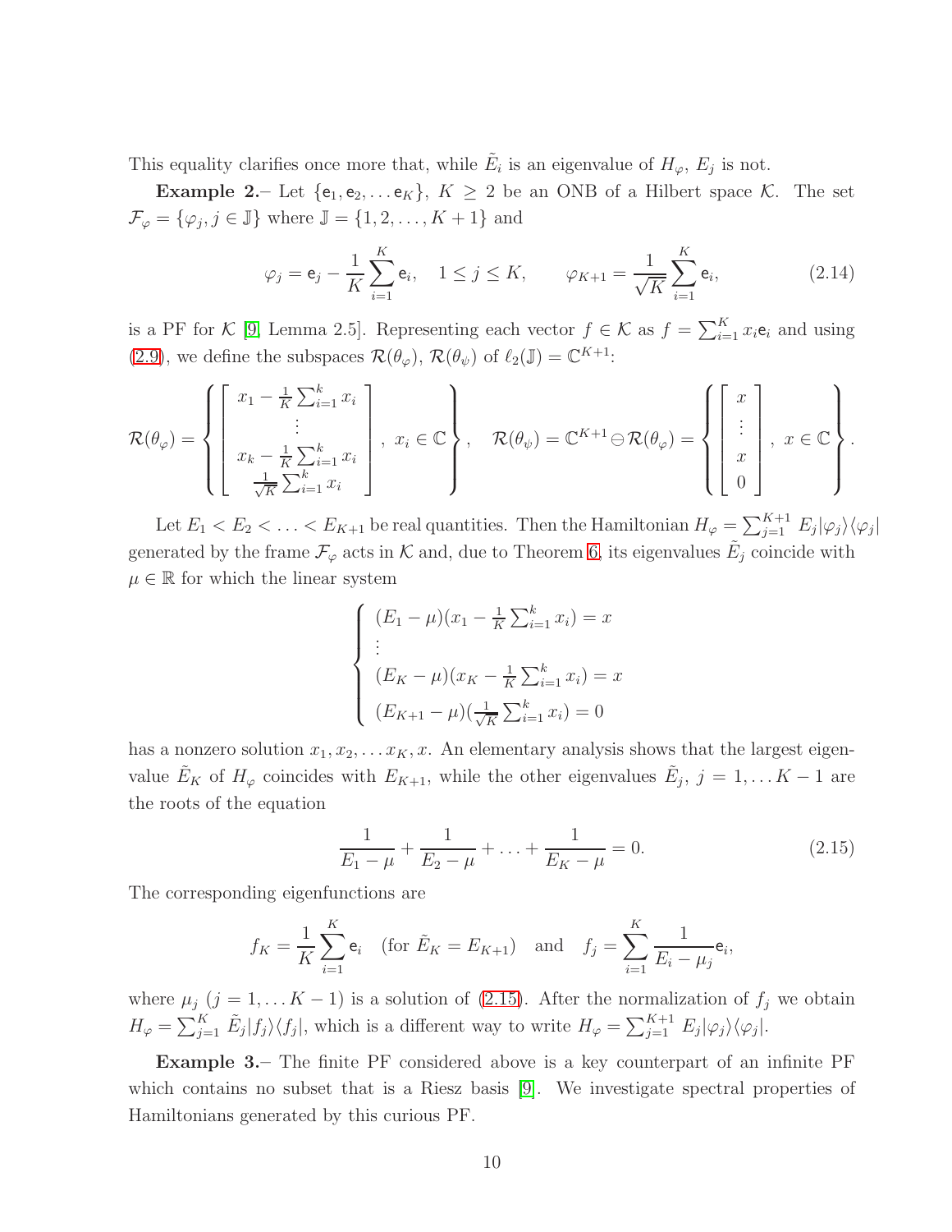This equality clarifies once more that, while $\tilde{E}_i$ is an eigenvalue of $H_\varphi$, $E_j$ is not.

**Example 2.**– Let $\{\mathsf{e}_1, \mathsf{e}_2, \ldots \mathsf{e}_K\}$, $K \geq 2$ be an ONB of a Hilbert space $\mathcal{K}$. The set $\mathcal{F}_\varphi = \{\varphi_j, j \in \mathbb{J}\}$ where $\mathbb{J} = \{1, 2, \ldots, K+1\}$ and

$$\varphi_j = \mathsf{e}_j - \frac{1}{K}\sum_{i=1}^{K}\mathsf{e}_i, \quad 1 \leq j \leq K, \qquad \varphi_{K+1} = \frac{1}{\sqrt{K}}\sum_{i=1}^{K}\mathsf{e}_i, \tag{2.14}$$

is a PF for $\mathcal{K}$ [9, Lemma 2.5]. Representing each vector $f \in \mathcal{K}$ as $f = \sum_{i=1}^{K} x_i \mathsf{e}_i$ and using (2.9), we define the subspaces $\mathcal{R}(\theta_\varphi)$, $\mathcal{R}(\theta_\psi)$ of $\ell_2(\mathbb{J}) = \mathbb{C}^{K+1}$:

$$\mathcal{R}(\theta_\varphi) = \left\{ \begin{bmatrix} x_1 - \frac{1}{K}\sum_{i=1}^{k} x_i \\ \vdots \\ x_k - \frac{1}{K}\sum_{i=1}^{k} x_i \\ \frac{1}{\sqrt{K}}\sum_{i=1}^{k} x_i \end{bmatrix}, \ x_i \in \mathbb{C} \right\}, \quad \mathcal{R}(\theta_\psi) = \mathbb{C}^{K+1} \ominus \mathcal{R}(\theta_\varphi) = \left\{ \begin{bmatrix} x \\ \vdots \\ x \\ 0 \end{bmatrix}, \ x \in \mathbb{C} \right\}.$$

Let $E_1 < E_2 < \ldots < E_{K+1}$ be real quantities. Then the Hamiltonian $H_\varphi = \sum_{j=1}^{K+1} E_j |\varphi_j\rangle\langle\varphi_j|$ generated by the frame $\mathcal{F}_\varphi$ acts in $\mathcal{K}$ and, due to Theorem 6, its eigenvalues $\tilde{E}_j$ coincide with $\mu \in \mathbb{R}$ for which the linear system

$$\begin{cases} (E_1 - \mu)(x_1 - \frac{1}{K}\sum_{i=1}^{k} x_i) = x \\ \vdots \\ (E_K - \mu)(x_K - \frac{1}{K}\sum_{i=1}^{k} x_i) = x \\ (E_{K+1} - \mu)(\frac{1}{\sqrt{K}}\sum_{i=1}^{k} x_i) = 0 \end{cases}$$

has a nonzero solution $x_1, x_2, \ldots x_K, x$. An elementary analysis shows that the largest eigenvalue $\tilde{E}_K$ of $H_\varphi$ coincides with $E_{K+1}$, while the other eigenvalues $\tilde{E}_j$, $j = 1, \ldots K-1$ are the roots of the equation

$$\frac{1}{E_1 - \mu} + \frac{1}{E_2 - \mu} + \ldots + \frac{1}{E_K - \mu} = 0. \tag{2.15}$$

The corresponding eigenfunctions are

$$f_K = \frac{1}{K}\sum_{i=1}^{K}\mathsf{e}_i \quad (\text{for } \tilde{E}_K = E_{K+1}) \quad \text{and} \quad f_j = \sum_{i=1}^{K}\frac{1}{E_i - \mu_j}\mathsf{e}_i,$$

where $\mu_j$ ($j = 1, \ldots K-1$) is a solution of (2.15). After the normalization of $f_j$ we obtain $H_\varphi = \sum_{j=1}^{K} \tilde{E}_j |f_j\rangle\langle f_j|$, which is a different way to write $H_\varphi = \sum_{j=1}^{K+1} E_j |\varphi_j\rangle\langle\varphi_j|$.

**Example 3.**– The finite PF considered above is a key counterpart of an infinite PF which contains no subset that is a Riesz basis [9]. We investigate spectral properties of Hamiltonians generated by this curious PF.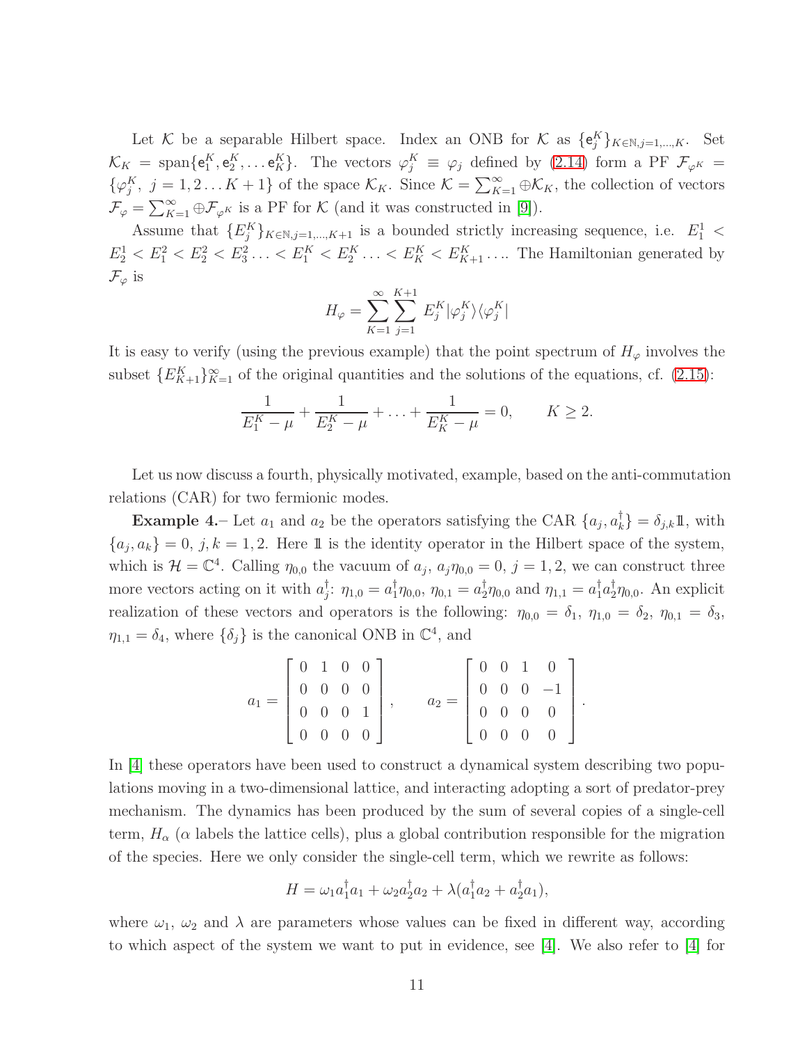Let $\mathcal{K}$ be a separable Hilbert space. Index an ONB for $\mathcal{K}$ as $\{\mathsf{e}_j^K\}_{K\in\mathbb{N},j=1,\ldots,K}$. Set $\mathcal{K}_K = \text{span}\{\mathsf{e}_1^K, \mathsf{e}_2^K, \ldots \mathsf{e}_K^K\}$. The vectors $\varphi_j^K \equiv \varphi_j$ defined by (2.14) form a PF $\mathcal{F}_{\varphi^K} = \{\varphi_j^K,\ j = 1, 2 \ldots K+1\}$ of the space $\mathcal{K}_K$. Since $\mathcal{K} = \sum_{K=1}^{\infty} \oplus \mathcal{K}_K$, the collection of vectors $\mathcal{F}_\varphi = \sum_{K=1}^{\infty} \oplus \mathcal{F}_{\varphi^K}$ is a PF for $\mathcal{K}$ (and it was constructed in [9]).

Assume that $\{E_j^K\}_{K\in\mathbb{N},j=1,\ldots,K+1}$ is a bounded strictly increasing sequence, i.e. $E_1^1 < E_2^1 < E_1^2 < E_2^2 < E_3^2 \ldots < E_1^K < E_2^K \ldots < E_K^K < E_{K+1}^K \ldots$. The Hamiltonian generated by $\mathcal{F}_\varphi$ is

$$H_\varphi = \sum_{K=1}^{\infty} \sum_{j=1}^{K+1} E_j^K |\varphi_j^K\rangle\langle\varphi_j^K|$$

It is easy to verify (using the previous example) that the point spectrum of $H_\varphi$ involves the subset $\{E_{K+1}^K\}_{K=1}^{\infty}$ of the original quantities and the solutions of the equations, cf. (2.15):

$$\frac{1}{E_1^K - \mu} + \frac{1}{E_2^K - \mu} + \ldots + \frac{1}{E_K^K - \mu} = 0, \qquad K \geq 2.$$

Let us now discuss a fourth, physically motivated, example, based on the anti-commutation relations (CAR) for two fermionic modes.

**Example 4.**– Let $a_1$ and $a_2$ be the operators satisfying the CAR $\{a_j, a_k^\dagger\} = \delta_{j,k}\mathbb{1}$, with $\{a_j, a_k\} = 0$, $j, k = 1, 2$. Here $\mathbb{1}$ is the identity operator in the Hilbert space of the system, which is $\mathcal{H} = \mathbb{C}^4$. Calling $\eta_{0,0}$ the vacuum of $a_j$, $a_j\eta_{0,0} = 0$, $j = 1, 2$, we can construct three more vectors acting on it with $a_j^\dagger$: $\eta_{1,0} = a_1^\dagger\eta_{0,0}$, $\eta_{0,1} = a_2^\dagger\eta_{0,0}$ and $\eta_{1,1} = a_1^\dagger a_2^\dagger\eta_{0,0}$. An explicit realization of these vectors and operators is the following: $\eta_{0,0} = \delta_1$, $\eta_{1,0} = \delta_2$, $\eta_{0,1} = \delta_3$, $\eta_{1,1} = \delta_4$, where $\{\delta_j\}$ is the canonical ONB in $\mathbb{C}^4$, and

$$a_1 = \begin{bmatrix} 0 & 1 & 0 & 0 \\ 0 & 0 & 0 & 0 \\ 0 & 0 & 0 & 1 \\ 0 & 0 & 0 & 0 \end{bmatrix}, \qquad a_2 = \begin{bmatrix} 0 & 0 & 1 & 0 \\ 0 & 0 & 0 & -1 \\ 0 & 0 & 0 & 0 \\ 0 & 0 & 0 & 0 \end{bmatrix}.$$

In [4] these operators have been used to construct a dynamical system describing two populations moving in a two-dimensional lattice, and interacting adopting a sort of predator-prey mechanism. The dynamics has been produced by the sum of several copies of a single-cell term, $H_\alpha$ ($\alpha$ labels the lattice cells), plus a global contribution responsible for the migration of the species. Here we only consider the single-cell term, which we rewrite as follows:

$$H = \omega_1 a_1^\dagger a_1 + \omega_2 a_2^\dagger a_2 + \lambda(a_1^\dagger a_2 + a_2^\dagger a_1),$$

where $\omega_1$, $\omega_2$ and $\lambda$ are parameters whose values can be fixed in different way, according to which aspect of the system we want to put in evidence, see [4]. We also refer to [4] for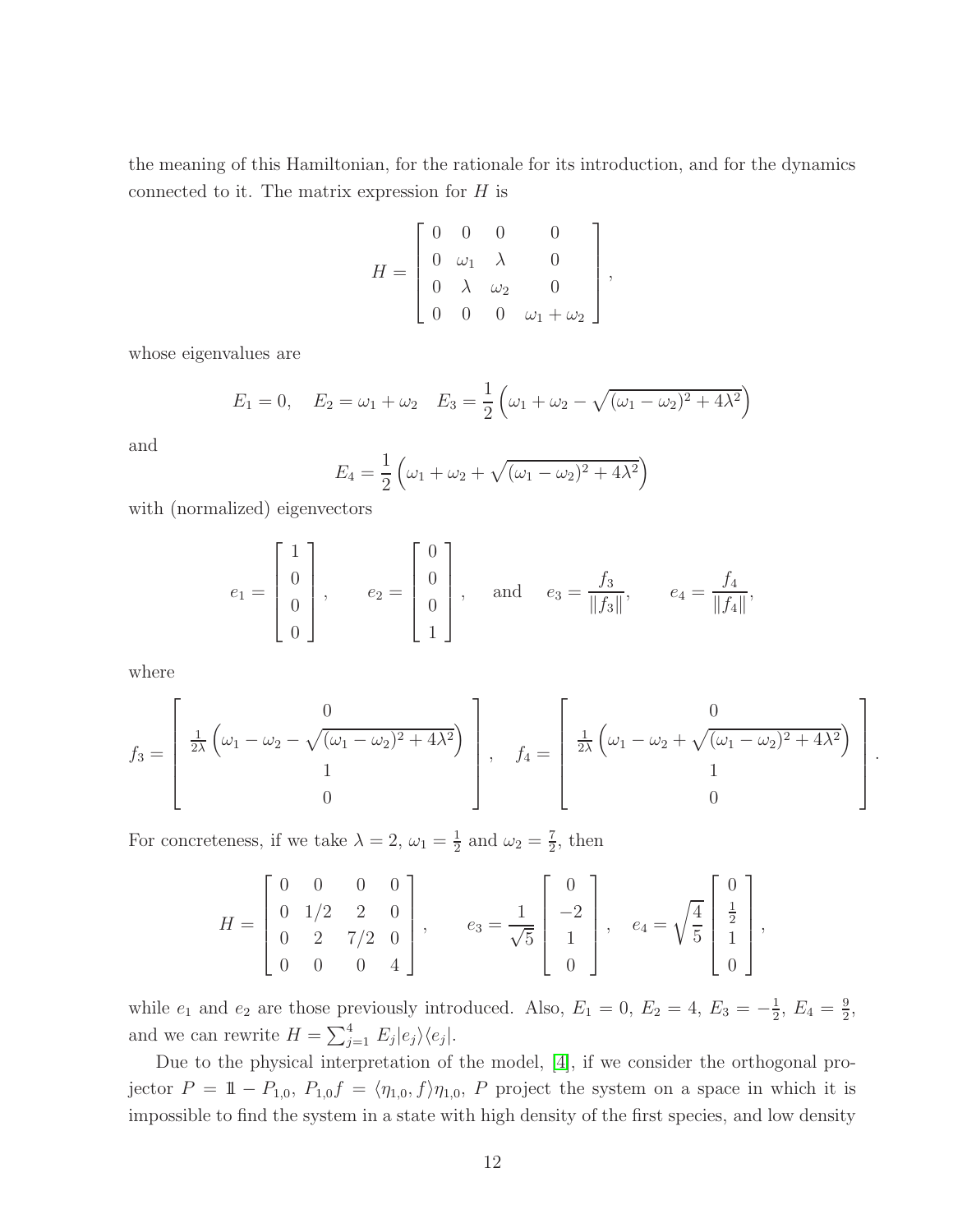the meaning of this Hamiltonian, for the rationale for its introduction, and for the dynamics connected to it. The matrix expression for $H$ is

$$H = \begin{bmatrix} 0 & 0 & 0 & 0 \\ 0 & \omega_1 & \lambda & 0 \\ 0 & \lambda & \omega_2 & 0 \\ 0 & 0 & 0 & \omega_1+\omega_2 \end{bmatrix},$$

whose eigenvalues are

$$E_1 = 0, \quad E_2 = \omega_1 + \omega_2 \quad E_3 = \frac{1}{2}\left(\omega_1 + \omega_2 - \sqrt{(\omega_1-\omega_2)^2 + 4\lambda^2}\right)$$

and

$$E_4 = \frac{1}{2}\left(\omega_1 + \omega_2 + \sqrt{(\omega_1-\omega_2)^2 + 4\lambda^2}\right)$$

with (normalized) eigenvectors

$$e_1 = \begin{bmatrix} 1 \\ 0 \\ 0 \\ 0 \end{bmatrix}, \qquad e_2 = \begin{bmatrix} 0 \\ 0 \\ 0 \\ 1 \end{bmatrix}, \qquad \text{and} \qquad e_3 = \frac{f_3}{\|f_3\|}, \qquad e_4 = \frac{f_4}{\|f_4\|},$$

where

$$f_3 = \begin{bmatrix} 0 \\ \frac{1}{2\lambda}\left(\omega_1 - \omega_2 - \sqrt{(\omega_1-\omega_2)^2 + 4\lambda^2}\right) \\ 1 \\ 0 \end{bmatrix}, \quad f_4 = \begin{bmatrix} 0 \\ \frac{1}{2\lambda}\left(\omega_1 - \omega_2 + \sqrt{(\omega_1-\omega_2)^2 + 4\lambda^2}\right) \\ 1 \\ 0 \end{bmatrix}.$$

For concreteness, if we take $\lambda = 2$, $\omega_1 = \frac{1}{2}$ and $\omega_2 = \frac{7}{2}$, then

$$H = \begin{bmatrix} 0 & 0 & 0 & 0 \\ 0 & 1/2 & 2 & 0 \\ 0 & 2 & 7/2 & 0 \\ 0 & 0 & 0 & 4 \end{bmatrix}, \qquad e_3 = \frac{1}{\sqrt{5}}\begin{bmatrix} 0 \\ -2 \\ 1 \\ 0 \end{bmatrix}, \quad e_4 = \sqrt{\frac{4}{5}}\begin{bmatrix} 0 \\ \frac{1}{2} \\ 1 \\ 0 \end{bmatrix},$$

while $e_1$ and $e_2$ are those previously introduced. Also, $E_1 = 0$, $E_2 = 4$, $E_3 = -\frac{1}{2}$, $E_4 = \frac{9}{2}$, and we can rewrite $H = \sum_{j=1}^{4} E_j |e_j\rangle\langle e_j|$.

Due to the physical interpretation of the model, [4], if we consider the orthogonal projector $P = 1\!\!1 - P_{1,0}$, $P_{1,0}f = \langle \eta_{1,0}, f\rangle \eta_{1,0}$, $P$ project the system on a space in which it is impossible to find the system in a state with high density of the first species, and low density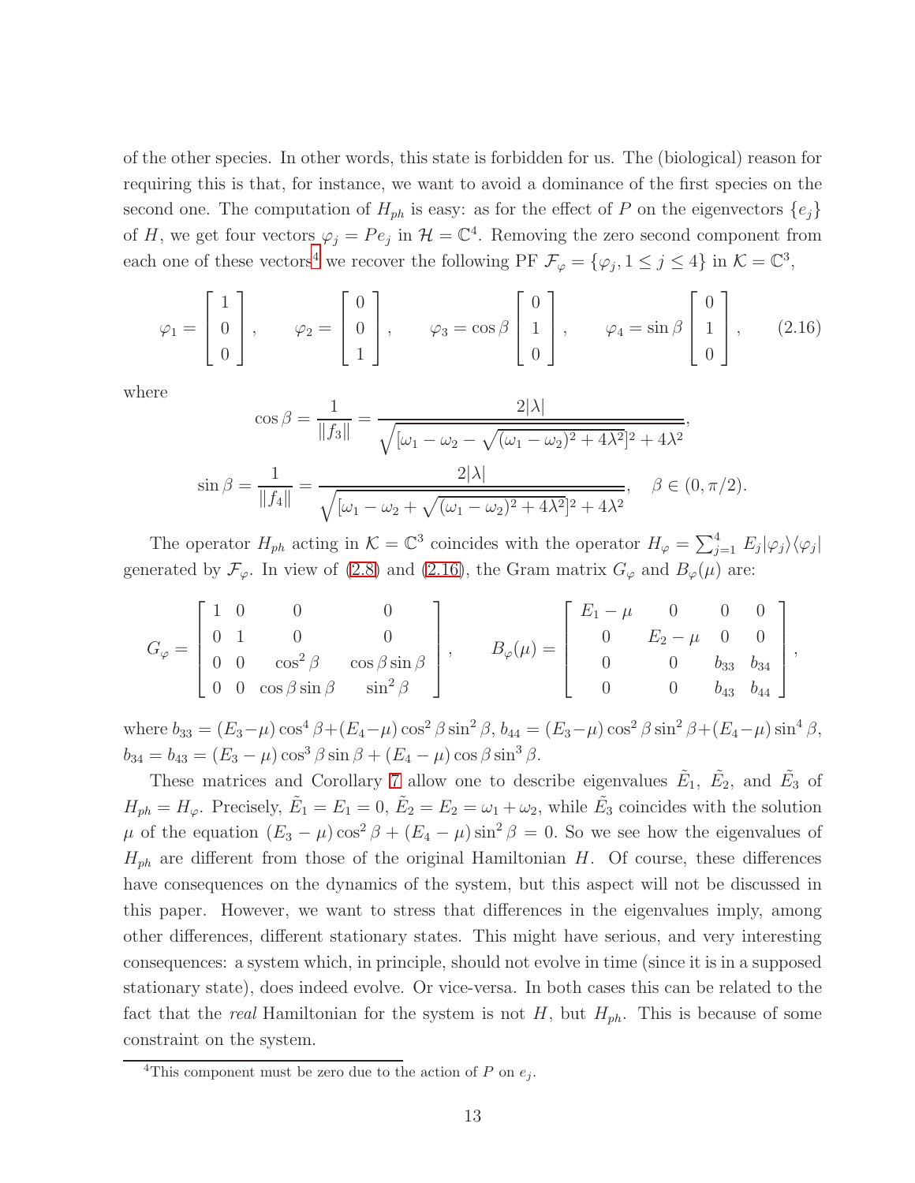of the other species. In other words, this state is forbidden for us. The (biological) reason for requiring this is that, for instance, we want to avoid a dominance of the first species on the second one. The computation of $H_{ph}$ is easy: as for the effect of $P$ on the eigenvectors $\{e_j\}$ of $H$, we get four vectors $\varphi_j = Pe_j$ in $\mathcal{H} = \mathbb{C}^4$. Removing the zero second component from each one of these vectors[4] we recover the following PF $\mathcal{F}_\varphi = \{\varphi_j, 1 \le j \le 4\}$ in $\mathcal{K} = \mathbb{C}^3$,

$$\varphi_1 = \begin{bmatrix} 1 \\ 0 \\ 0 \end{bmatrix}, \qquad \varphi_2 = \begin{bmatrix} 0 \\ 0 \\ 1 \end{bmatrix}, \qquad \varphi_3 = \cos\beta \begin{bmatrix} 0 \\ 1 \\ 0 \end{bmatrix}, \qquad \varphi_4 = \sin\beta \begin{bmatrix} 0 \\ 1 \\ 0 \end{bmatrix}, \tag{2.16}$$

where

$$\cos\beta = \frac{1}{\|f_3\|} = \frac{2|\lambda|}{\sqrt{[\omega_1 - \omega_2 - \sqrt{(\omega_1-\omega_2)^2 + 4\lambda^2}]^2 + 4\lambda^2}},$$

$$\sin\beta = \frac{1}{\|f_4\|} = \frac{2|\lambda|}{\sqrt{[\omega_1 - \omega_2 + \sqrt{(\omega_1-\omega_2)^2 + 4\lambda^2}]^2 + 4\lambda^2}}, \quad \beta \in (0, \pi/2).$$

The operator $H_{ph}$ acting in $\mathcal{K} = \mathbb{C}^3$ coincides with the operator $H_\varphi = \sum_{j=1}^4 E_j |\varphi_j\rangle\langle\varphi_j|$ generated by $\mathcal{F}_\varphi$. In view of (2.8) and (2.16), the Gram matrix $G_\varphi$ and $B_\varphi(\mu)$ are:

$$G_\varphi = \begin{bmatrix} 1 & 0 & 0 & 0 \\ 0 & 1 & 0 & 0 \\ 0 & 0 & \cos^2\beta & \cos\beta\sin\beta \\ 0 & 0 & \cos\beta\sin\beta & \sin^2\beta \end{bmatrix}, \qquad B_\varphi(\mu) = \begin{bmatrix} E_1 - \mu & 0 & 0 & 0 \\ 0 & E_2 - \mu & 0 & 0 \\ 0 & 0 & b_{33} & b_{34} \\ 0 & 0 & b_{43} & b_{44} \end{bmatrix},$$

where $b_{33} = (E_3 - \mu)\cos^4\beta + (E_4 - \mu)\cos^2\beta\sin^2\beta$, $b_{44} = (E_3 - \mu)\cos^2\beta\sin^2\beta + (E_4 - \mu)\sin^4\beta$, $b_{34} = b_{43} = (E_3 - \mu)\cos^3\beta\sin\beta + (E_4 - \mu)\cos\beta\sin^3\beta$.

These matrices and Corollary 7 allow one to describe eigenvalues $\tilde{E}_1$, $\tilde{E}_2$, and $\tilde{E}_3$ of $H_{ph} = H_\varphi$. Precisely, $\tilde{E}_1 = E_1 = 0$, $\tilde{E}_2 = E_2 = \omega_1 + \omega_2$, while $\tilde{E}_3$ coincides with the solution $\mu$ of the equation $(E_3 - \mu)\cos^2\beta + (E_4 - \mu)\sin^2\beta = 0$. So we see how the eigenvalues of $H_{ph}$ are different from those of the original Hamiltonian $H$. Of course, these differences have consequences on the dynamics of the system, but this aspect will not be discussed in this paper. However, we want to stress that differences in the eigenvalues imply, among other differences, different stationary states. This might have serious, and very interesting consequences: a system which, in principle, should not evolve in time (since it is in a supposed stationary state), does indeed evolve. Or vice-versa. In both cases this can be related to the fact that the *real* Hamiltonian for the system is not $H$, but $H_{ph}$. This is because of some constraint on the system.

[4] This component must be zero due to the action of $P$ on $e_j$.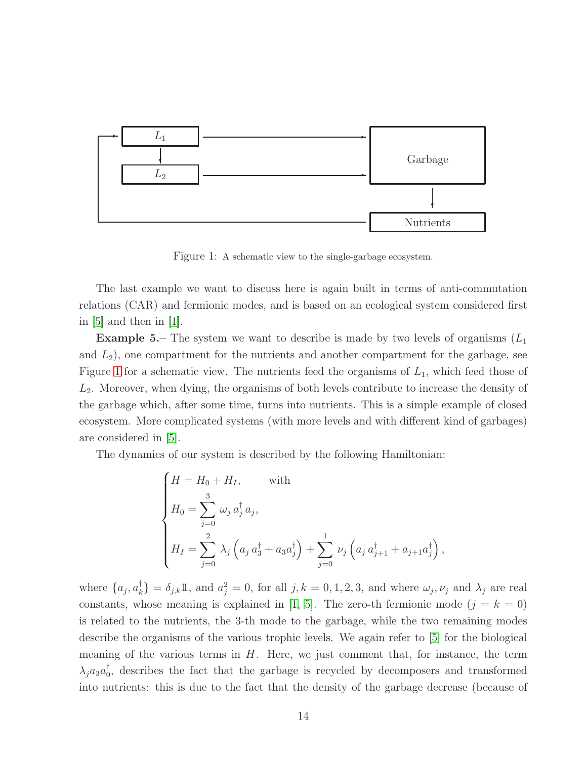Figure 1: A schematic view to the single-garbage ecosystem.

The last example we want to discuss here is again built in terms of anti-commutation relations (CAR) and fermionic modes, and is based on an ecological system considered first in [5] and then in [1].

**Example 5.**– The system we want to describe is made by two levels of organisms ($L_1$ and $L_2$), one compartment for the nutrients and another compartment for the garbage, see Figure 1 for a schematic view. The nutrients feed the organisms of $L_1$, which feed those of $L_2$. Moreover, when dying, the organisms of both levels contribute to increase the density of the garbage which, after some time, turns into nutrients. This is a simple example of closed ecosystem. More complicated systems (with more levels and with different kind of garbages) are considered in [5].

The dynamics of our system is described by the following Hamiltonian:

$$
\begin{cases}
H = H_0 + H_I, \qquad \text{with} \\
H_0 = \sum_{j=0}^{3} \omega_j \, a_j^\dagger \, a_j, \\
H_I = \sum_{j=0}^{2} \lambda_j \left( a_j \, a_3^\dagger + a_3 a_j^\dagger \right) + \sum_{j=0}^{1} \nu_j \left( a_j \, a_{j+1}^\dagger + a_{j+1} a_j^\dagger \right),
\end{cases}
$$

where $\{a_j, a_k^\dagger\} = \delta_{j,k}\mathbb{1}$, and $a_j^2 = 0$, for all $j, k = 0, 1, 2, 3$, and where $\omega_j, \nu_j$ and $\lambda_j$ are real constants, whose meaning is explained in [1, 5]. The zero-th fermionic mode ($j = k = 0$) is related to the nutrients, the 3-th mode to the garbage, while the two remaining modes describe the organisms of the various trophic levels. We again refer to [5] for the biological meaning of the various terms in $H$. Here, we just comment that, for instance, the term $\lambda_j a_3 a_0^\dagger$, describes the fact that the garbage is recycled by decomposers and transformed into nutrients: this is due to the fact that the density of the garbage decrease (because of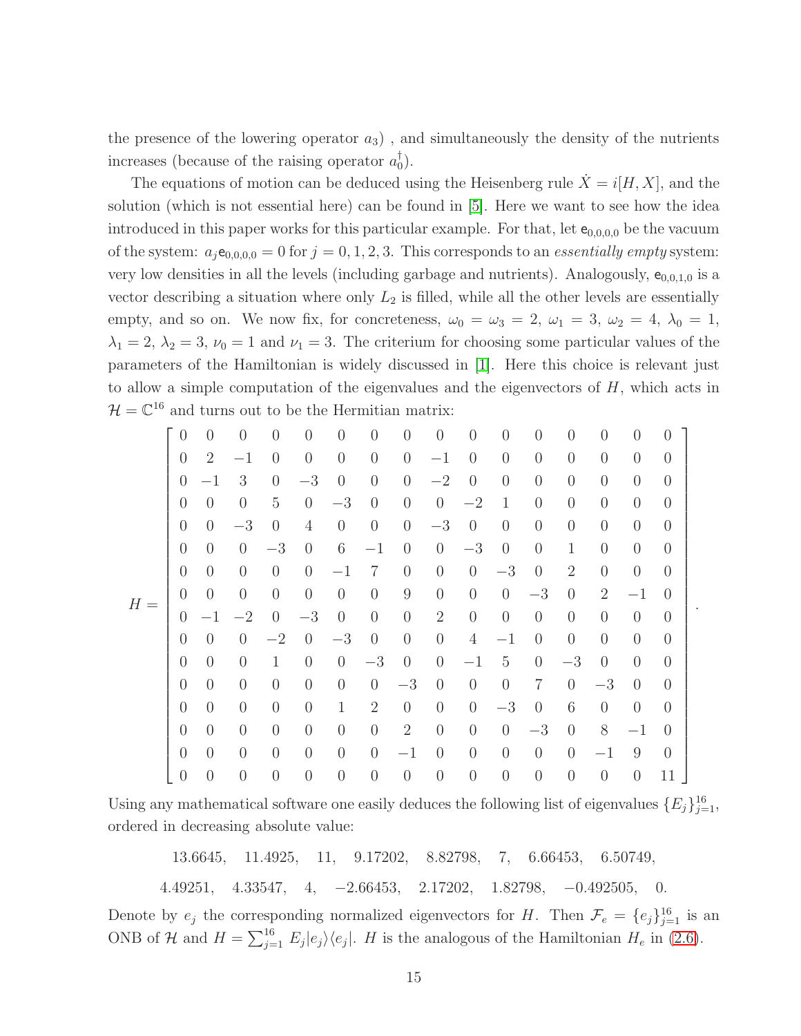the presence of the lowering operator $a_3$) , and simultaneously the density of the nutrients increases (because of the raising operator $a_0^\dagger$).

The equations of motion can be deduced using the Heisenberg rule $\dot{X} = i[H, X]$, and the solution (which is not essential here) can be found in [5]. Here we want to see how the idea introduced in this paper works for this particular example. For that, let $\mathsf{e}_{0,0,0,0}$ be the vacuum of the system: $a_j \mathsf{e}_{0,0,0,0} = 0$ for $j = 0, 1, 2, 3$. This corresponds to an *essentially empty* system: very low densities in all the levels (including garbage and nutrients). Analogously, $\mathsf{e}_{0,0,1,0}$ is a vector describing a situation where only $L_2$ is filled, while all the other levels are essentially empty, and so on. We now fix, for concreteness, $\omega_0 = \omega_3 = 2$, $\omega_1 = 3$, $\omega_2 = 4$, $\lambda_0 = 1$, $\lambda_1 = 2$, $\lambda_2 = 3$, $\nu_0 = 1$ and $\nu_1 = 3$. The criterium for choosing some particular values of the parameters of the Hamiltonian is widely discussed in [1]. Here this choice is relevant just to allow a simple computation of the eigenvalues and the eigenvectors of $H$, which acts in $\mathcal{H} = \mathbb{C}^{16}$ and turns out to be the Hermitian matrix:

$$
H = \begin{bmatrix}
0 & 0 & 0 & 0 & 0 & 0 & 0 & 0 & 0 & 0 & 0 & 0 & 0 & 0 & 0 & 0 \\
0 & 2 & -1 & 0 & 0 & 0 & 0 & 0 & -1 & 0 & 0 & 0 & 0 & 0 & 0 & 0 \\
0 & -1 & 3 & 0 & -3 & 0 & 0 & 0 & -2 & 0 & 0 & 0 & 0 & 0 & 0 & 0 \\
0 & 0 & 0 & 5 & 0 & -3 & 0 & 0 & 0 & -2 & 1 & 0 & 0 & 0 & 0 & 0 \\
0 & 0 & -3 & 0 & 4 & 0 & 0 & 0 & -3 & 0 & 0 & 0 & 0 & 0 & 0 & 0 \\
0 & 0 & 0 & -3 & 0 & 6 & -1 & 0 & 0 & -3 & 0 & 0 & 1 & 0 & 0 & 0 \\
0 & 0 & 0 & 0 & 0 & -1 & 7 & 0 & 0 & 0 & -3 & 0 & 2 & 0 & 0 & 0 \\
0 & 0 & 0 & 0 & 0 & 0 & 0 & 9 & 0 & 0 & 0 & -3 & 0 & 2 & -1 & 0 \\
0 & -1 & -2 & 0 & -3 & 0 & 0 & 0 & 2 & 0 & 0 & 0 & 0 & 0 & 0 & 0 \\
0 & 0 & 0 & -2 & 0 & -3 & 0 & 0 & 0 & 4 & -1 & 0 & 0 & 0 & 0 & 0 \\
0 & 0 & 0 & 1 & 0 & 0 & -3 & 0 & 0 & -1 & 5 & 0 & -3 & 0 & 0 & 0 \\
0 & 0 & 0 & 0 & 0 & 0 & 0 & -3 & 0 & 0 & 0 & 7 & 0 & -3 & 0 & 0 \\
0 & 0 & 0 & 0 & 0 & 1 & 2 & 0 & 0 & 0 & -3 & 0 & 6 & 0 & 0 & 0 \\
0 & 0 & 0 & 0 & 0 & 0 & 0 & 2 & 0 & 0 & 0 & -3 & 0 & 8 & -1 & 0 \\
0 & 0 & 0 & 0 & 0 & 0 & 0 & -1 & 0 & 0 & 0 & 0 & 0 & -1 & 9 & 0 \\
0 & 0 & 0 & 0 & 0 & 0 & 0 & 0 & 0 & 0 & 0 & 0 & 0 & 0 & 0 & 11
\end{bmatrix}.
$$

Using any mathematical software one easily deduces the following list of eigenvalues $\{E_j\}_{j=1}^{16}$, ordered in decreasing absolute value:

$$
13.6645, \quad 11.4925, \quad 11, \quad 9.17202, \quad 8.82798, \quad 7, \quad 6.66453, \quad 6.50749,
$$

$$
4.49251, \quad 4.33547, \quad 4, \quad -2.66453, \quad 2.17202, \quad 1.82798, \quad -0.492505, \quad 0.
$$

Denote by $e_j$ the corresponding normalized eigenvectors for $H$. Then $\mathcal{F}_e = \{e_j\}_{j=1}^{16}$ is an ONB of $\mathcal{H}$ and $H = \sum_{j=1}^{16} E_j |e_j\rangle\langle e_j|$. $H$ is the analogous of the Hamiltonian $H_e$ in (2.6).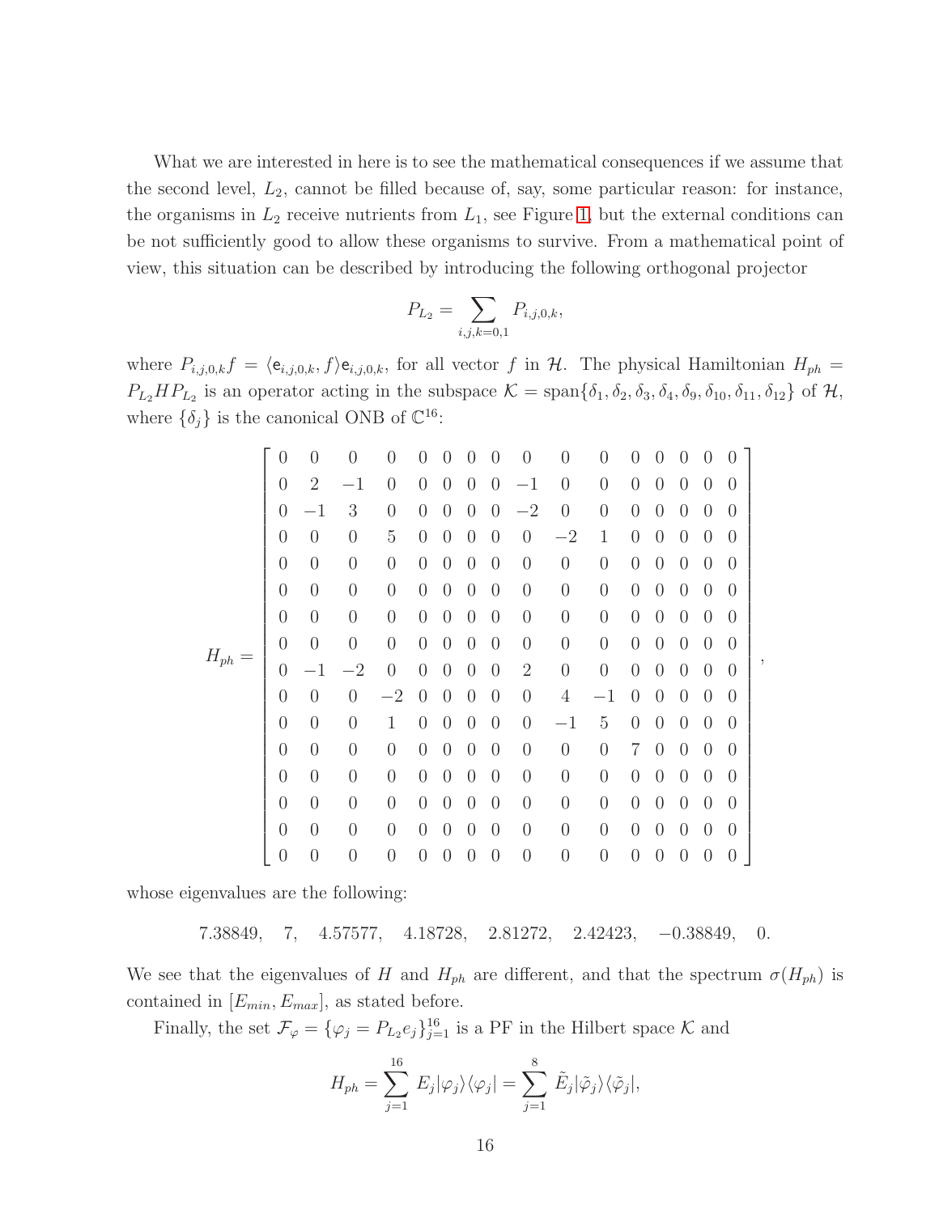What we are interested in here is to see the mathematical consequences if we assume that the second level, $L_2$, cannot be filled because of, say, some particular reason: for instance, the organisms in $L_2$ receive nutrients from $L_1$, see Figure 1, but the external conditions can be not sufficiently good to allow these organisms to survive. From a mathematical point of view, this situation can be described by introducing the following orthogonal projector

$$P_{L_2} = \sum_{i,j,k=0,1} P_{i,j,0,k},$$

where $P_{i,j,0,k} f = \langle \mathsf{e}_{i,j,0,k}, f \rangle \mathsf{e}_{i,j,0,k}$, for all vector $f$ in $\mathcal{H}$. The physical Hamiltonian $H_{ph} = P_{L_2} H P_{L_2}$ is an operator acting in the subspace $\mathcal{K} = \text{span}\{\delta_1, \delta_2, \delta_3, \delta_4, \delta_9, \delta_{10}, \delta_{11}, \delta_{12}\}$ of $\mathcal{H}$, where $\{\delta_j\}$ is the canonical ONB of $\mathbb{C}^{16}$:

$$H_{ph} = \begin{bmatrix} 0 & 0 & 0 & 0 & 0 & 0 & 0 & 0 & 0 & 0 & 0 & 0 & 0 & 0 & 0 & 0 \\ 0 & 2 & -1 & 0 & 0 & 0 & 0 & 0 & -1 & 0 & 0 & 0 & 0 & 0 & 0 & 0 \\ 0 & -1 & 3 & 0 & 0 & 0 & 0 & 0 & -2 & 0 & 0 & 0 & 0 & 0 & 0 & 0 \\ 0 & 0 & 0 & 5 & 0 & 0 & 0 & 0 & 0 & -2 & 1 & 0 & 0 & 0 & 0 & 0 \\ 0 & 0 & 0 & 0 & 0 & 0 & 0 & 0 & 0 & 0 & 0 & 0 & 0 & 0 & 0 & 0 \\ 0 & 0 & 0 & 0 & 0 & 0 & 0 & 0 & 0 & 0 & 0 & 0 & 0 & 0 & 0 & 0 \\ 0 & 0 & 0 & 0 & 0 & 0 & 0 & 0 & 0 & 0 & 0 & 0 & 0 & 0 & 0 & 0 \\ 0 & 0 & 0 & 0 & 0 & 0 & 0 & 0 & 0 & 0 & 0 & 0 & 0 & 0 & 0 & 0 \\ 0 & -1 & -2 & 0 & 0 & 0 & 0 & 0 & 2 & 0 & 0 & 0 & 0 & 0 & 0 & 0 \\ 0 & 0 & 0 & -2 & 0 & 0 & 0 & 0 & 0 & 4 & -1 & 0 & 0 & 0 & 0 & 0 \\ 0 & 0 & 0 & 1 & 0 & 0 & 0 & 0 & 0 & -1 & 5 & 0 & 0 & 0 & 0 & 0 \\ 0 & 0 & 0 & 0 & 0 & 0 & 0 & 0 & 0 & 0 & 0 & 7 & 0 & 0 & 0 & 0 \\ 0 & 0 & 0 & 0 & 0 & 0 & 0 & 0 & 0 & 0 & 0 & 0 & 0 & 0 & 0 & 0 \\ 0 & 0 & 0 & 0 & 0 & 0 & 0 & 0 & 0 & 0 & 0 & 0 & 0 & 0 & 0 & 0 \\ 0 & 0 & 0 & 0 & 0 & 0 & 0 & 0 & 0 & 0 & 0 & 0 & 0 & 0 & 0 & 0 \\ 0 & 0 & 0 & 0 & 0 & 0 & 0 & 0 & 0 & 0 & 0 & 0 & 0 & 0 & 0 & 0 \end{bmatrix},$$

whose eigenvalues are the following:

$$7.38849, \quad 7, \quad 4.57577, \quad 4.18728, \quad 2.81272, \quad 2.42423, \quad -0.38849, \quad 0.$$

We see that the eigenvalues of $H$ and $H_{ph}$ are different, and that the spectrum $\sigma(H_{ph})$ is contained in $[E_{min}, E_{max}]$, as stated before.

Finally, the set $\mathcal{F}_\varphi = \{\varphi_j = P_{L_2} e_j\}_{j=1}^{16}$ is a PF in the Hilbert space $\mathcal{K}$ and

$$H_{ph} = \sum_{j=1}^{16} E_j |\varphi_j\rangle\langle\varphi_j| = \sum_{j=1}^{8} \tilde{E}_j |\tilde{\varphi}_j\rangle\langle\tilde{\varphi}_j|,$$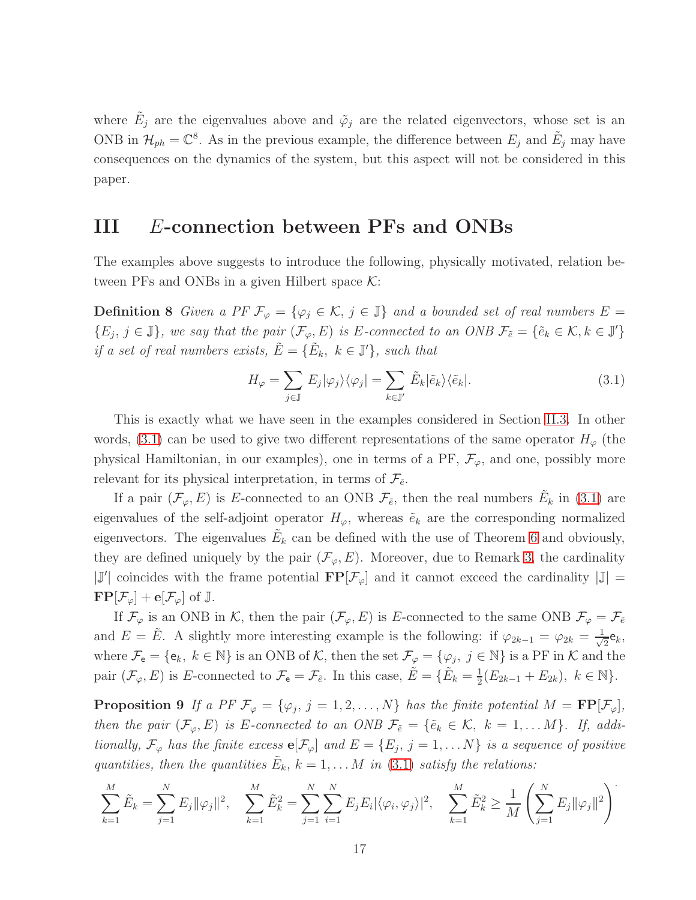where $\tilde{E}_j$ are the eigenvalues above and $\tilde{\varphi}_j$ are the related eigenvectors, whose set is an ONB in $\mathcal{H}_{ph} = \mathbb{C}^8$. As in the previous example, the difference between $E_j$ and $\tilde{E}_j$ may have consequences on the dynamics of the system, but this aspect will not be considered in this paper.

# III $E$-connection between PFs and ONBs

The examples above suggests to introduce the following, physically motivated, relation between PFs and ONBs in a given Hilbert space $\mathcal{K}$:

**Definition 8** *Given a PF $\mathcal{F}_\varphi = \{\varphi_j \in \mathcal{K},\ j \in \mathbb{J}\}$ and a bounded set of real numbers $E = \{E_j,\ j \in \mathbb{J}\}$, we say that the pair $(\mathcal{F}_\varphi, E)$ is $E$-connected to an ONB $\mathcal{F}_{\tilde{e}} = \{\tilde{e}_k \in \mathcal{K}, k \in \mathbb{J}'\}$ if a set of real numbers exists, $\tilde{E} = \{\tilde{E}_k,\ k \in \mathbb{J}'\}$, such that*

$$H_\varphi = \sum_{j \in \mathbb{J}} E_j |\varphi_j\rangle\langle\varphi_j| = \sum_{k \in \mathbb{J}'} \tilde{E}_k |\tilde{e}_k\rangle\langle\tilde{e}_k|. \tag{3.1}$$

This is exactly what we have seen in the examples considered in Section II.3. In other words, (3.1) can be used to give two different representations of the same operator $H_\varphi$ (the physical Hamiltonian, in our examples), one in terms of a PF, $\mathcal{F}_\varphi$, and one, possibly more relevant for its physical interpretation, in terms of $\mathcal{F}_{\tilde{e}}$.

If a pair $(\mathcal{F}_\varphi, E)$ is $E$-connected to an ONB $\mathcal{F}_{\tilde{e}}$, then the real numbers $\tilde{E}_k$ in (3.1) are eigenvalues of the self-adjoint operator $H_\varphi$, whereas $\tilde{e}_k$ are the corresponding normalized eigenvectors. The eigenvalues $\tilde{E}_k$ can be defined with the use of Theorem 6 and obviously, they are defined uniquely by the pair $(\mathcal{F}_\varphi, E)$. Moreover, due to Remark 3, the cardinality $|\mathbb{J}'|$ coincides with the frame potential $\mathbf{FP}[\mathcal{F}_\varphi]$ and it cannot exceed the cardinality $|\mathbb{J}| = \mathbf{FP}[\mathcal{F}_\varphi] + \mathbf{e}[\mathcal{F}_\varphi]$ of $\mathbb{J}$.

If $\mathcal{F}_\varphi$ is an ONB in $\mathcal{K}$, then the pair $(\mathcal{F}_\varphi, E)$ is $E$-connected to the same ONB $\mathcal{F}_\varphi = \mathcal{F}_{\tilde{e}}$ and $E = \tilde{E}$. A slightly more interesting example is the following: if $\varphi_{2k-1} = \varphi_{2k} = \frac{1}{\sqrt{2}}\mathsf{e}_k$, where $\mathcal{F}_{\mathsf{e}} = \{\mathsf{e}_k,\ k \in \mathbb{N}\}$ is an ONB of $\mathcal{K}$, then the set $\mathcal{F}_\varphi = \{\varphi_j,\ j \in \mathbb{N}\}$ is a PF in $\mathcal{K}$ and the pair $(\mathcal{F}_\varphi, E)$ is $E$-connected to $\mathcal{F}_{\mathsf{e}} = \mathcal{F}_{\tilde{e}}$. In this case, $\tilde{E} = \{\tilde{E}_k = \frac{1}{2}(E_{2k-1} + E_{2k}),\ k \in \mathbb{N}\}$.

**Proposition 9** *If a PF $\mathcal{F}_\varphi = \{\varphi_j,\ j = 1, 2, \ldots, N\}$ has the finite potential $M = \mathbf{FP}[\mathcal{F}_\varphi]$, then the pair $(\mathcal{F}_\varphi, E)$ is $E$-connected to an ONB $\mathcal{F}_{\tilde{e}} = \{\tilde{e}_k \in \mathcal{K},\ k = 1, \ldots M\}$. If, additionally, $\mathcal{F}_\varphi$ has the finite excess $\mathbf{e}[\mathcal{F}_\varphi]$ and $E = \{E_j,\ j = 1, \ldots N\}$ is a sequence of positive quantities, then the quantities $\tilde{E}_k$, $k = 1, \ldots M$ in (3.1) satisfy the relations:*

$$\sum_{k=1}^{M} \tilde{E}_k = \sum_{j=1}^{N} E_j \|\varphi_j\|^2, \quad \sum_{k=1}^{M} \tilde{E}_k^2 = \sum_{j=1}^{N} \sum_{i=1}^{N} E_j E_i |\langle\varphi_i, \varphi_j\rangle|^2, \quad \sum_{k=1}^{M} \tilde{E}_k^2 \geq \frac{1}{M} \left( \sum_{j=1}^{N} E_j \|\varphi_j\|^2 \right)^{.}$$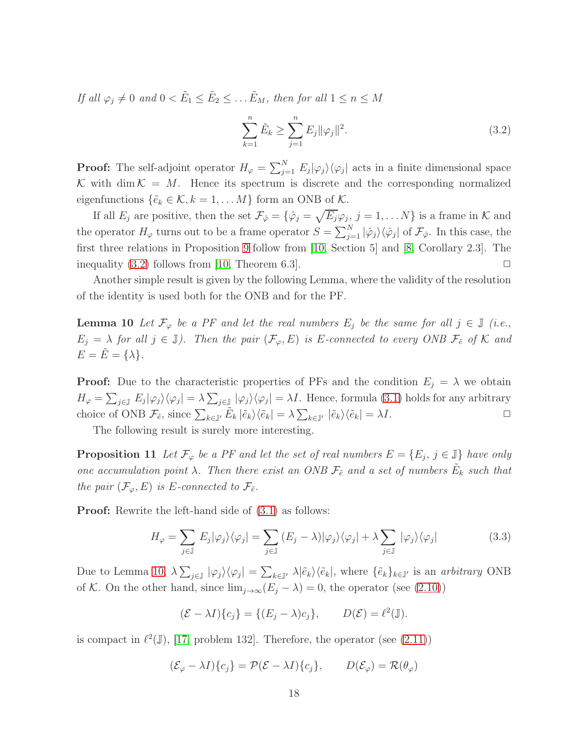*If all $\varphi_j \neq 0$ and $0 < \tilde{E}_1 \leq \tilde{E}_2 \leq \ldots \tilde{E}_M$, then for all $1 \leq n \leq M$*

$$\sum_{k=1}^{n} \tilde{E}_k \geq \sum_{j=1}^{n} E_j \|\varphi_j\|^2. \tag{3.2}$$

**Proof:** The self-adjoint operator $H_\varphi = \sum_{j=1}^{N} E_j |\varphi_j\rangle\langle\varphi_j|$ acts in a finite dimensional space $\mathcal{K}$ with $\dim \mathcal{K} = M$. Hence its spectrum is discrete and the corresponding normalized eigenfunctions $\{\tilde{e}_k \in \mathcal{K}, k = 1, \ldots M\}$ form an ONB of $\mathcal{K}$.

If all $E_j$ are positive, then the set $\mathcal{F}_{\hat{\varphi}} = \{\hat{\varphi}_j = \sqrt{E_j}\varphi_j, \, j = 1, \ldots N\}$ is a frame in $\mathcal{K}$ and the operator $H_\varphi$ turns out to be a frame operator $S = \sum_{j=1}^{N} |\hat{\varphi}_j\rangle\langle\hat{\varphi}_j|$ of $\mathcal{F}_{\hat{\varphi}}$. In this case, the first three relations in Proposition 9 follow from [10, Section 5] and [8, Corollary 2.3]. The inequality (3.2) follows from [10, Theorem 6.3]. $\square$

Another simple result is given by the following Lemma, where the validity of the resolution of the identity is used both for the ONB and for the PF.

**Lemma 10** *Let $\mathcal{F}_\varphi$ be a PF and let the real numbers $E_j$ be the same for all $j \in \mathbb{J}$ (i.e., $E_j = \lambda$ for all $j \in \mathbb{J}$). Then the pair $(\mathcal{F}_\varphi, E)$ is E-connected to every ONB $\mathcal{F}_{\tilde{e}}$ of $\mathcal{K}$ and $E = \tilde{E} = \{\lambda\}$.*

**Proof:** Due to the characteristic properties of PFs and the condition $E_j = \lambda$ we obtain $H_\varphi = \sum_{j\in\mathbb{J}} E_j |\varphi_j\rangle\langle\varphi_j| = \lambda \sum_{j\in\mathbb{J}} |\varphi_j\rangle\langle\varphi_j| = \lambda I$. Hence, formula (3.1) holds for any arbitrary choice of ONB $\mathcal{F}_{\tilde{e}}$, since $\sum_{k\in\mathbb{J}'} \tilde{E}_k \, |\tilde{e}_k\rangle\langle\tilde{e}_k| = \lambda \sum_{k\in\mathbb{J}'} |\tilde{e}_k\rangle\langle\tilde{e}_k| = \lambda I$. $\square$

The following result is surely more interesting.

**Proposition 11** *Let $\mathcal{F}_\varphi$ be a PF and let the set of real numbers $E = \{E_j, \, j \in \mathbb{J}\}$ have only one accumulation point $\lambda$. Then there exist an ONB $\mathcal{F}_{\tilde{e}}$ and a set of numbers $\tilde{E}_k$ such that the pair $(\mathcal{F}_\varphi, E)$ is E-connected to $\mathcal{F}_{\tilde{e}}$.*

**Proof:** Rewrite the left-hand side of (3.1) as follows:

$$H_\varphi = \sum_{j\in\mathbb{J}} E_j |\varphi_j\rangle\langle\varphi_j| = \sum_{j\in\mathbb{J}} (E_j - \lambda)|\varphi_j\rangle\langle\varphi_j| + \lambda \sum_{j\in\mathbb{J}} |\varphi_j\rangle\langle\varphi_j| \tag{3.3}$$

Due to Lemma 10, $\lambda \sum_{j\in\mathbb{J}} |\varphi_j\rangle\langle\varphi_j| = \sum_{k\in\mathbb{J}'} \lambda |\tilde{e}_k\rangle\langle\tilde{e}_k|$, where $\{\tilde{e}_k\}_{k\in\mathbb{J}'}$ is an *arbitrary* ONB of $\mathcal{K}$. On the other hand, since $\lim_{j\to\infty}(E_j - \lambda) = 0$, the operator (see (2.10))

$$(\mathcal{E} - \lambda I)\{c_j\} = \{(E_j - \lambda)c_j\}, \qquad D(\mathcal{E}) = \ell^2(\mathbb{J}).$$

is compact in $\ell^2(\mathbb{J})$, [17, problem 132]. Therefore, the operator (see (2.11))

$$(\mathcal{E}_\varphi - \lambda I)\{c_j\} = \mathcal{P}(\mathcal{E} - \lambda I)\{c_j\}, \qquad D(\mathcal{E}_\varphi) = \mathcal{R}(\theta_\varphi)$$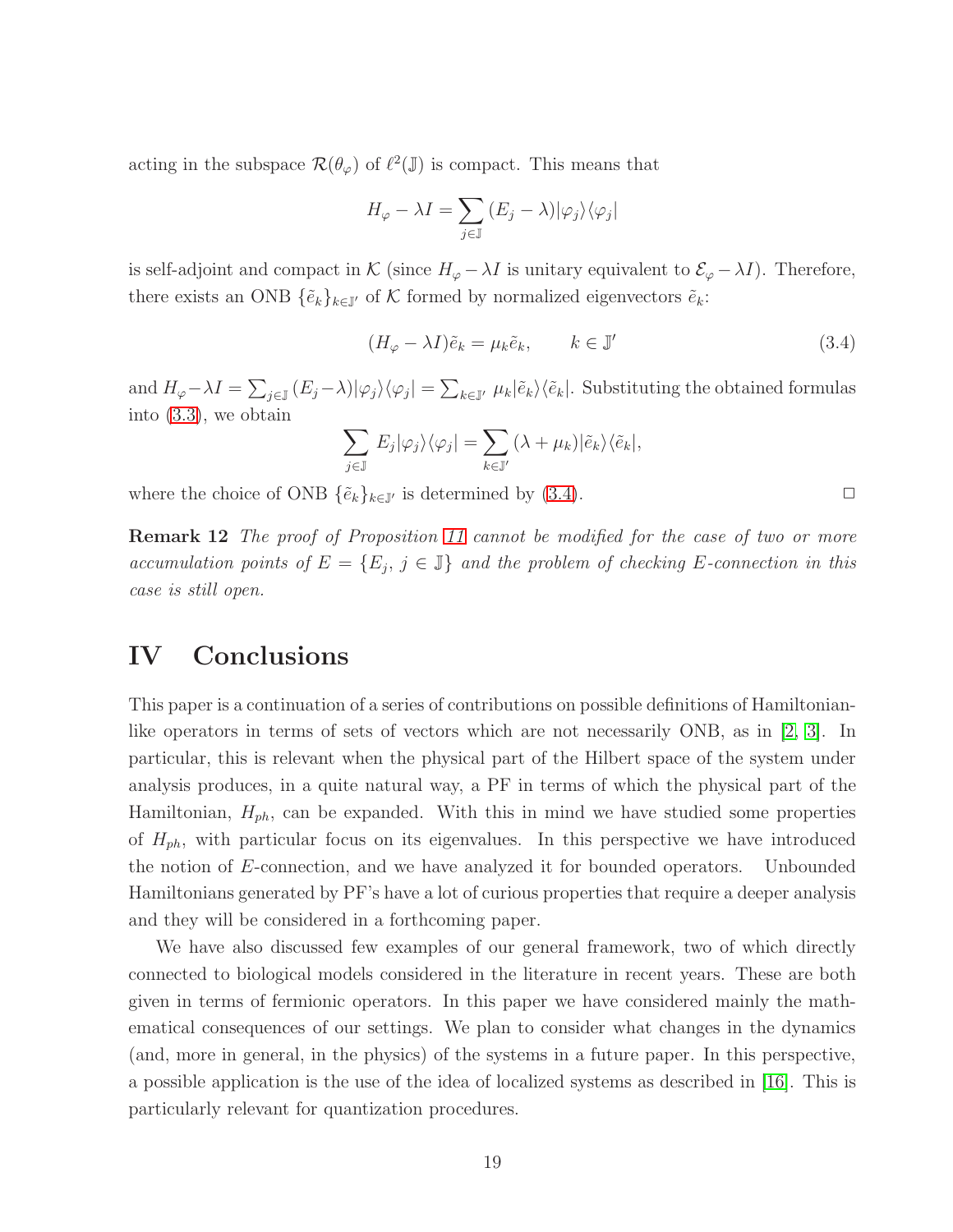acting in the subspace $\mathcal{R}(\theta_\varphi)$ of $\ell^2(\mathbb{J})$ is compact. This means that

$$H_\varphi - \lambda I = \sum_{j\in\mathbb{J}} (E_j - \lambda)|\varphi_j\rangle\langle\varphi_j|$$

is self-adjoint and compact in $\mathcal{K}$ (since $H_\varphi - \lambda I$ is unitary equivalent to $\mathcal{E}_\varphi - \lambda I$). Therefore, there exists an ONB $\{\tilde{e}_k\}_{k\in\mathbb{J}'}$ of $\mathcal{K}$ formed by normalized eigenvectors $\tilde{e}_k$:

$$(H_\varphi - \lambda I)\tilde{e}_k = \mu_k \tilde{e}_k, \qquad k \in \mathbb{J}' \tag{3.4}$$

and $H_\varphi - \lambda I = \sum_{j\in\mathbb{J}} (E_j - \lambda)|\varphi_j\rangle\langle\varphi_j| = \sum_{k\in\mathbb{J}'} \mu_k |\tilde{e}_k\rangle\langle\tilde{e}_k|$. Substituting the obtained formulas into (3.3), we obtain

$$\sum_{j\in\mathbb{J}} E_j|\varphi_j\rangle\langle\varphi_j| = \sum_{k\in\mathbb{J}'} (\lambda + \mu_k)|\tilde{e}_k\rangle\langle\tilde{e}_k|,$$

where the choice of ONB $\{\tilde{e}_k\}_{k\in\mathbb{J}'}$ is determined by (3.4). □

**Remark 12** *The proof of Proposition 11 cannot be modified for the case of two or more accumulation points of $E = \{E_j,\ j \in \mathbb{J}\}$ and the problem of checking $E$-connection in this case is still open.*

# IV Conclusions

This paper is a continuation of a series of contributions on possible definitions of Hamiltonian-like operators in terms of sets of vectors which are not necessarily ONB, as in [2, 3]. In particular, this is relevant when the physical part of the Hilbert space of the system under analysis produces, in a quite natural way, a PF in terms of which the physical part of the Hamiltonian, $H_{ph}$, can be expanded. With this in mind we have studied some properties of $H_{ph}$, with particular focus on its eigenvalues. In this perspective we have introduced the notion of $E$-connection, and we have analyzed it for bounded operators. Unbounded Hamiltonians generated by PF's have a lot of curious properties that require a deeper analysis and they will be considered in a forthcoming paper.

We have also discussed few examples of our general framework, two of which directly connected to biological models considered in the literature in recent years. These are both given in terms of fermionic operators. In this paper we have considered mainly the mathematical consequences of our settings. We plan to consider what changes in the dynamics (and, more in general, in the physics) of the systems in a future paper. In this perspective, a possible application is the use of the idea of localized systems as described in [16]. This is particularly relevant for quantization procedures.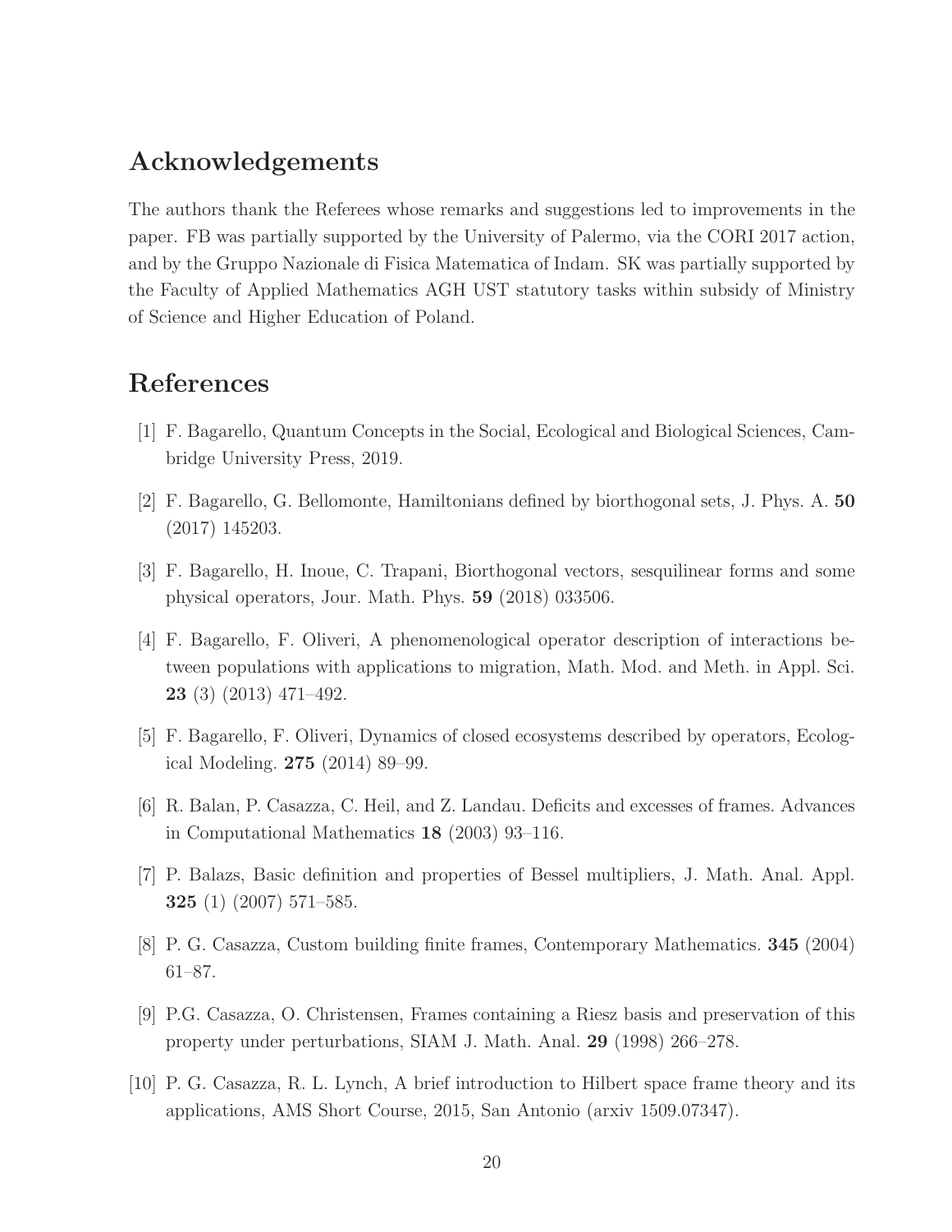## Acknowledgements

The authors thank the Referees whose remarks and suggestions led to improvements in the paper. FB was partially supported by the University of Palermo, via the CORI 2017 action, and by the Gruppo Nazionale di Fisica Matematica of Indam. SK was partially supported by the Faculty of Applied Mathematics AGH UST statutory tasks within subsidy of Ministry of Science and Higher Education of Poland.

## References

[1] F. Bagarello, Quantum Concepts in the Social, Ecological and Biological Sciences, Cambridge University Press, 2019.

[2] F. Bagarello, G. Bellomonte, Hamiltonians defined by biorthogonal sets, J. Phys. A. **50** (2017) 145203.

[3] F. Bagarello, H. Inoue, C. Trapani, Biorthogonal vectors, sesquilinear forms and some physical operators, Jour. Math. Phys. **59** (2018) 033506.

[4] F. Bagarello, F. Oliveri, A phenomenological operator description of interactions between populations with applications to migration, Math. Mod. and Meth. in Appl. Sci. **23** (3) (2013) 471–492.

[5] F. Bagarello, F. Oliveri, Dynamics of closed ecosystems described by operators, Ecological Modeling. **275** (2014) 89–99.

[6] R. Balan, P. Casazza, C. Heil, and Z. Landau. Deficits and excesses of frames. Advances in Computational Mathematics **18** (2003) 93–116.

[7] P. Balazs, Basic definition and properties of Bessel multipliers, J. Math. Anal. Appl. **325** (1) (2007) 571–585.

[8] P. G. Casazza, Custom building finite frames, Contemporary Mathematics. **345** (2004) 61–87.

[9] P.G. Casazza, O. Christensen, Frames containing a Riesz basis and preservation of this property under perturbations, SIAM J. Math. Anal. **29** (1998) 266–278.

[10] P. G. Casazza, R. L. Lynch, A brief introduction to Hilbert space frame theory and its applications, AMS Short Course, 2015, San Antonio (arxiv 1509.07347).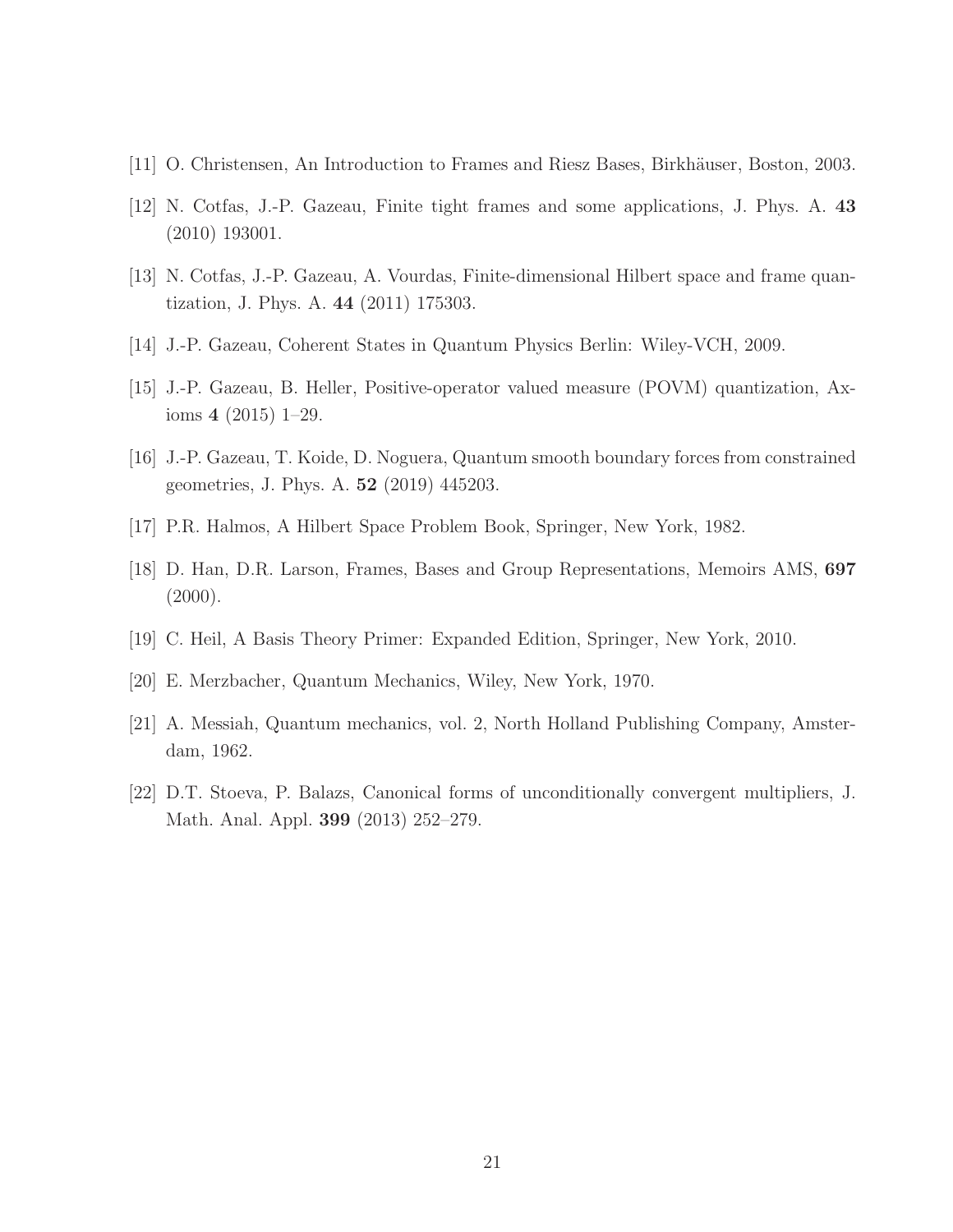[11] O. Christensen, An Introduction to Frames and Riesz Bases, Birkhäuser, Boston, 2003.

[12] N. Cotfas, J.-P. Gazeau, Finite tight frames and some applications, J. Phys. A. **43** (2010) 193001.

[13] N. Cotfas, J.-P. Gazeau, A. Vourdas, Finite-dimensional Hilbert space and frame quantization, J. Phys. A. **44** (2011) 175303.

[14] J.-P. Gazeau, Coherent States in Quantum Physics Berlin: Wiley-VCH, 2009.

[15] J.-P. Gazeau, B. Heller, Positive-operator valued measure (POVM) quantization, Axioms **4** (2015) 1–29.

[16] J.-P. Gazeau, T. Koide, D. Noguera, Quantum smooth boundary forces from constrained geometries, J. Phys. A. **52** (2019) 445203.

[17] P.R. Halmos, A Hilbert Space Problem Book, Springer, New York, 1982.

[18] D. Han, D.R. Larson, Frames, Bases and Group Representations, Memoirs AMS, **697** (2000).

[19] C. Heil, A Basis Theory Primer: Expanded Edition, Springer, New York, 2010.

[20] E. Merzbacher, Quantum Mechanics, Wiley, New York, 1970.

[21] A. Messiah, Quantum mechanics, vol. 2, North Holland Publishing Company, Amsterdam, 1962.

[22] D.T. Stoeva, P. Balazs, Canonical forms of unconditionally convergent multipliers, J. Math. Anal. Appl. **399** (2013) 252–279.